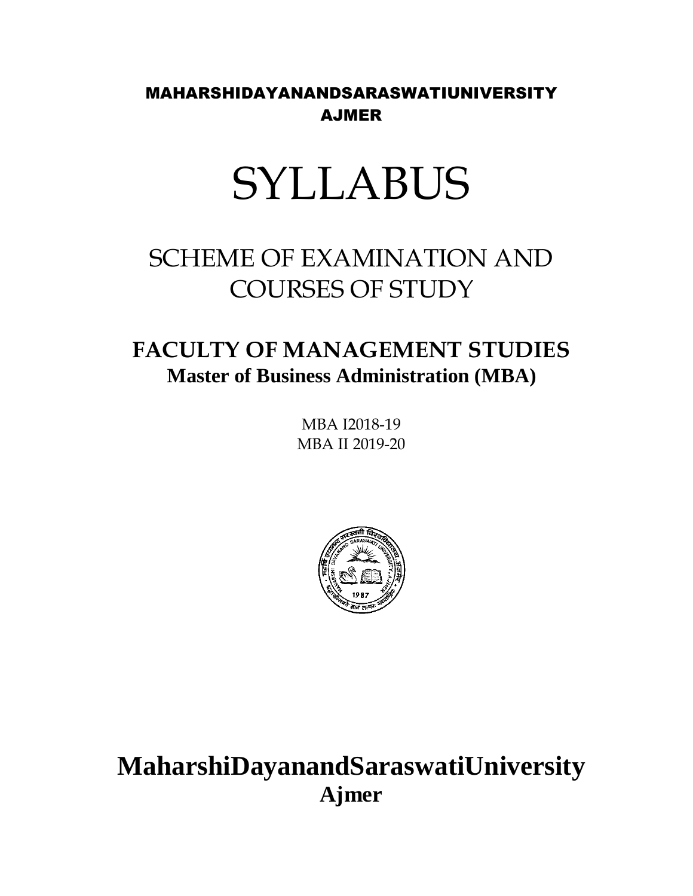MAHARSHIDAYANANDSARASWATIUNIVERSITY
AJMER

# SYLLABUS

## SCHEME OF EXAMINATION AND COURSES OF STUDY

## FACULTY OF MANAGEMENT STUDIES
**Master of Business Administration (MBA)**

MBA I2018-19
MBA II 2019-20

# MaharshiDayanandSaraswatiUniversity
**Ajmer**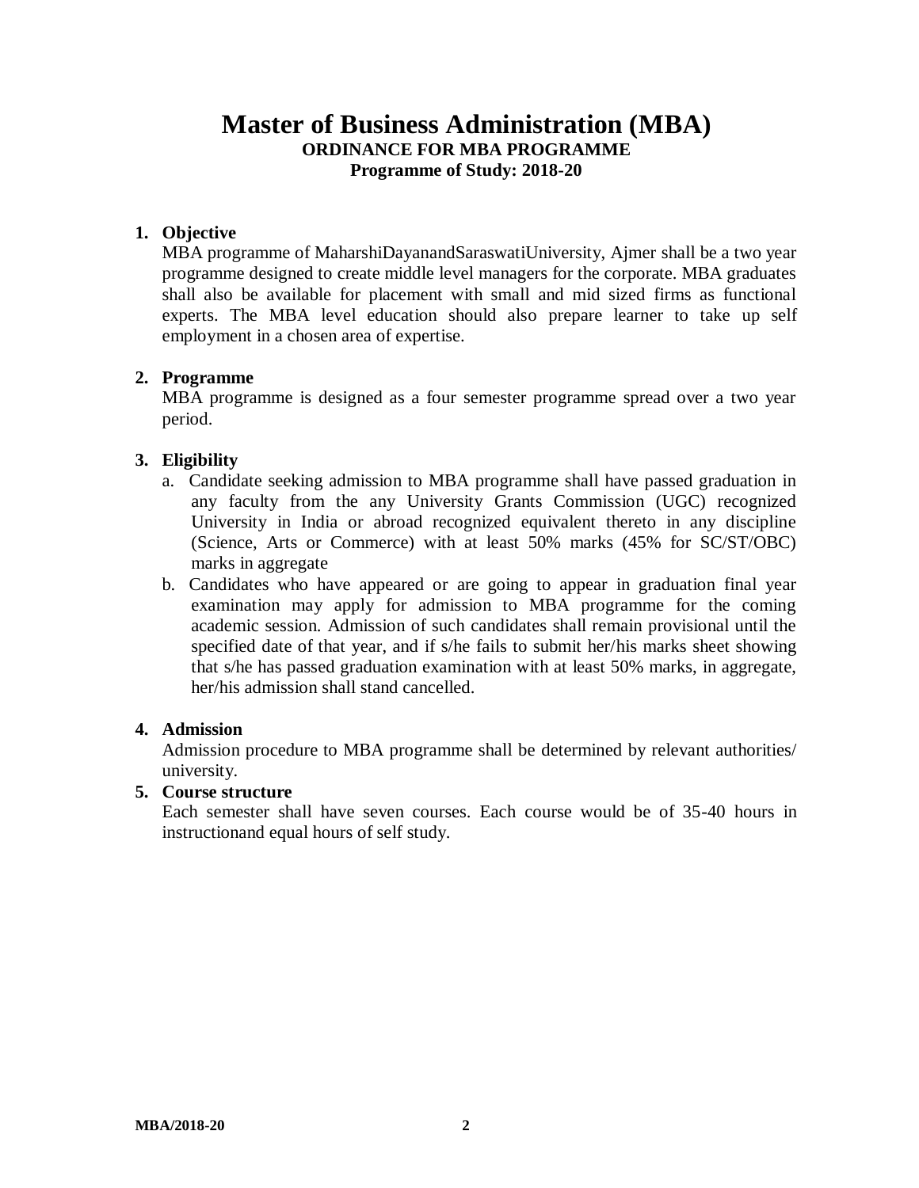# Master of Business Administration (MBA)

**ORDINANCE FOR MBA PROGRAMME**

**Programme of Study: 2018-20**

1. **Objective**

   MBA programme of MaharshiDayanandSaraswatiUniversity, Ajmer shall be a two year programme designed to create middle level managers for the corporate. MBA graduates shall also be available for placement with small and mid sized firms as functional experts. The MBA level education should also prepare learner to take up self employment in a chosen area of expertise.

2. **Programme**

   MBA programme is designed as a four semester programme spread over a two year period.

3. **Eligibility**

   a. Candidate seeking admission to MBA programme shall have passed graduation in any faculty from the any University Grants Commission (UGC) recognized University in India or abroad recognized equivalent thereto in any discipline (Science, Arts or Commerce) with at least 50% marks (45% for SC/ST/OBC) marks in aggregate

   b. Candidates who have appeared or are going to appear in graduation final year examination may apply for admission to MBA programme for the coming academic session. Admission of such candidates shall remain provisional until the specified date of that year, and if s/he fails to submit her/his marks sheet showing that s/he has passed graduation examination with at least 50% marks, in aggregate, her/his admission shall stand cancelled.

4. **Admission**

   Admission procedure to MBA programme shall be determined by relevant authorities/ university.

5. **Course structure**

   Each semester shall have seven courses. Each course would be of 35-40 hours in instructionand equal hours of self study.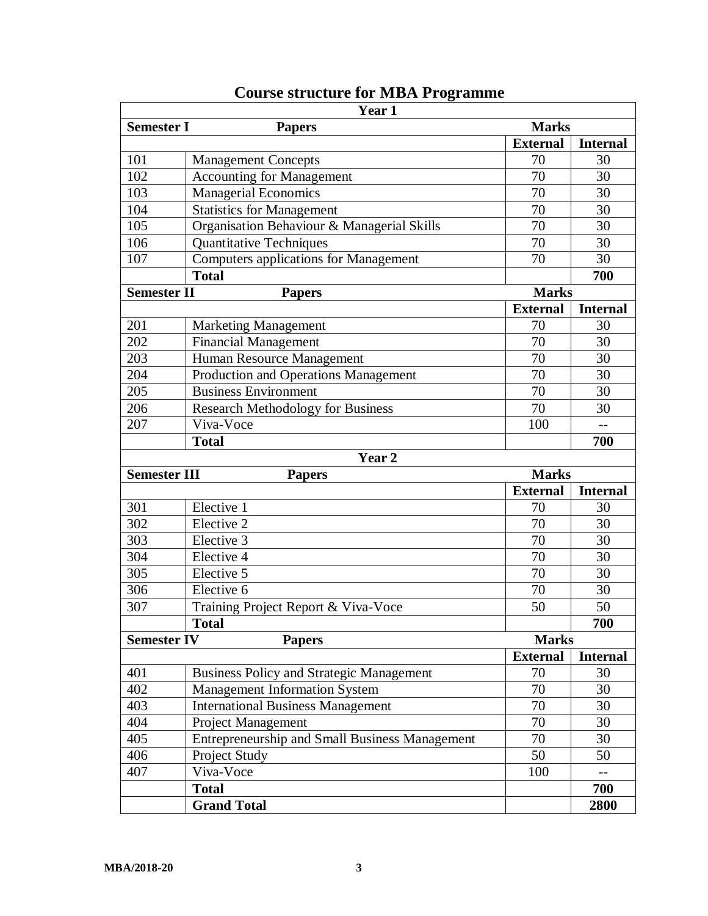# Course structure for MBA Programme

| Year 1 | | | |
|---|---|---|---|
| **Semester I** | **Papers** | **Marks** | |
| | | **External** | **Internal** |
| 101 | Management Concepts | 70 | 30 |
| 102 | Accounting for Management | 70 | 30 |
| 103 | Managerial Economics | 70 | 30 |
| 104 | Statistics for Management | 70 | 30 |
| 105 | Organisation Behaviour & Managerial Skills | 70 | 30 |
| 106 | Quantitative Techniques | 70 | 30 |
| 107 | Computers applications for Management | 70 | 30 |
| | **Total** | | **700** |
| **Semester II** | **Papers** | **Marks** | |
| | | **External** | **Internal** |
| 201 | Marketing Management | 70 | 30 |
| 202 | Financial Management | 70 | 30 |
| 203 | Human Resource Management | 70 | 30 |
| 204 | Production and Operations Management | 70 | 30 |
| 205 | Business Environment | 70 | 30 |
| 206 | Research Methodology for Business | 70 | 30 |
| 207 | Viva-Voce | 100 | -- |
| | **Total** | | **700** |
| **Year 2** | | | |
| **Semester III** | **Papers** | **Marks** | |
| | | **External** | **Internal** |
| 301 | Elective 1 | 70 | 30 |
| 302 | Elective 2 | 70 | 30 |
| 303 | Elective 3 | 70 | 30 |
| 304 | Elective 4 | 70 | 30 |
| 305 | Elective 5 | 70 | 30 |
| 306 | Elective 6 | 70 | 30 |
| 307 | Training Project Report & Viva-Voce | 50 | 50 |
| | **Total** | | **700** |
| **Semester IV** | **Papers** | **Marks** | |
| | | **External** | **Internal** |
| 401 | Business Policy and Strategic Management | 70 | 30 |
| 402 | Management Information System | 70 | 30 |
| 403 | International Business Management | 70 | 30 |
| 404 | Project Management | 70 | 30 |
| 405 | Entrepreneurship and Small Business Management | 70 | 30 |
| 406 | Project Study | 50 | 50 |
| 407 | Viva-Voce | 100 | -- |
| | **Total** | | **700** |
| | **Grand Total** | | **2800** |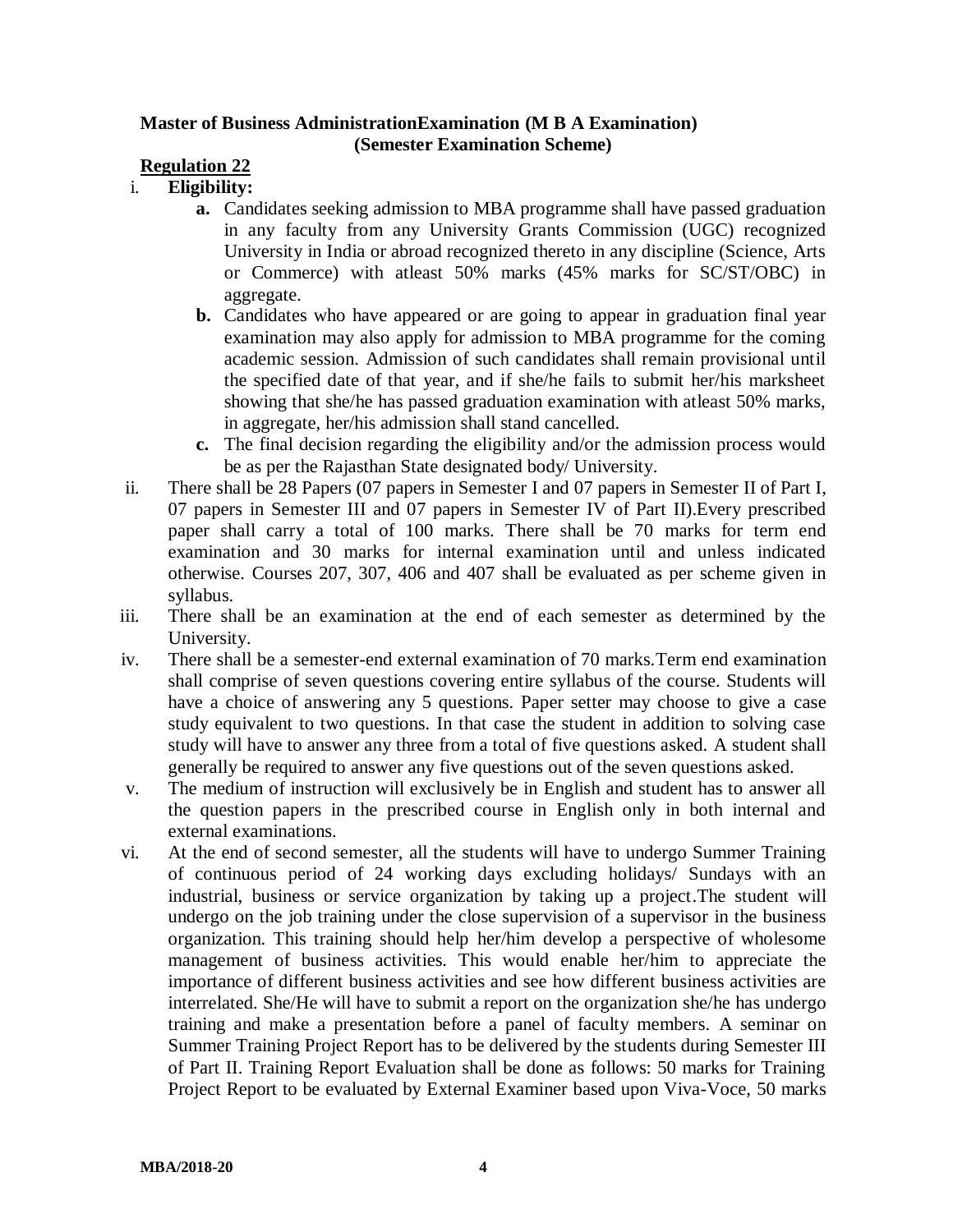**Master of Business AdministrationExamination (M B A Examination)**
**(Semester Examination Scheme)**

**<u>Regulation 22</u>**

i. **Eligibility:**
   - **a.** Candidates seeking admission to MBA programme shall have passed graduation in any faculty from any University Grants Commission (UGC) recognized University in India or abroad recognized thereto in any discipline (Science, Arts or Commerce) with atleast 50% marks (45% marks for SC/ST/OBC) in aggregate.
   - **b.** Candidates who have appeared or are going to appear in graduation final year examination may also apply for admission to MBA programme for the coming academic session. Admission of such candidates shall remain provisional until the specified date of that year, and if she/he fails to submit her/his marksheet showing that she/he has passed graduation examination with atleast 50% marks, in aggregate, her/his admission shall stand cancelled.
   - **c.** The final decision regarding the eligibility and/or the admission process would be as per the Rajasthan State designated body/ University.

ii. There shall be 28 Papers (07 papers in Semester I and 07 papers in Semester II of Part I, 07 papers in Semester III and 07 papers in Semester IV of Part II).Every prescribed paper shall carry a total of 100 marks. There shall be 70 marks for term end examination and 30 marks for internal examination until and unless indicated otherwise. Courses 207, 307, 406 and 407 shall be evaluated as per scheme given in syllabus.

iii. There shall be an examination at the end of each semester as determined by the University.

iv. There shall be a semester-end external examination of 70 marks.Term end examination shall comprise of seven questions covering entire syllabus of the course. Students will have a choice of answering any 5 questions. Paper setter may choose to give a case study equivalent to two questions. In that case the student in addition to solving case study will have to answer any three from a total of five questions asked. A student shall generally be required to answer any five questions out of the seven questions asked.

v. The medium of instruction will exclusively be in English and student has to answer all the question papers in the prescribed course in English only in both internal and external examinations.

vi. At the end of second semester, all the students will have to undergo Summer Training of continuous period of 24 working days excluding holidays/ Sundays with an industrial, business or service organization by taking up a project.The student will undergo on the job training under the close supervision of a supervisor in the business organization. This training should help her/him develop a perspective of wholesome management of business activities. This would enable her/him to appreciate the importance of different business activities and see how different business activities are interrelated. She/He will have to submit a report on the organization she/he has undergo training and make a presentation before a panel of faculty members. A seminar on Summer Training Project Report has to be delivered by the students during Semester III of Part II. Training Report Evaluation shall be done as follows: 50 marks for Training Project Report to be evaluated by External Examiner based upon Viva-Voce, 50 marks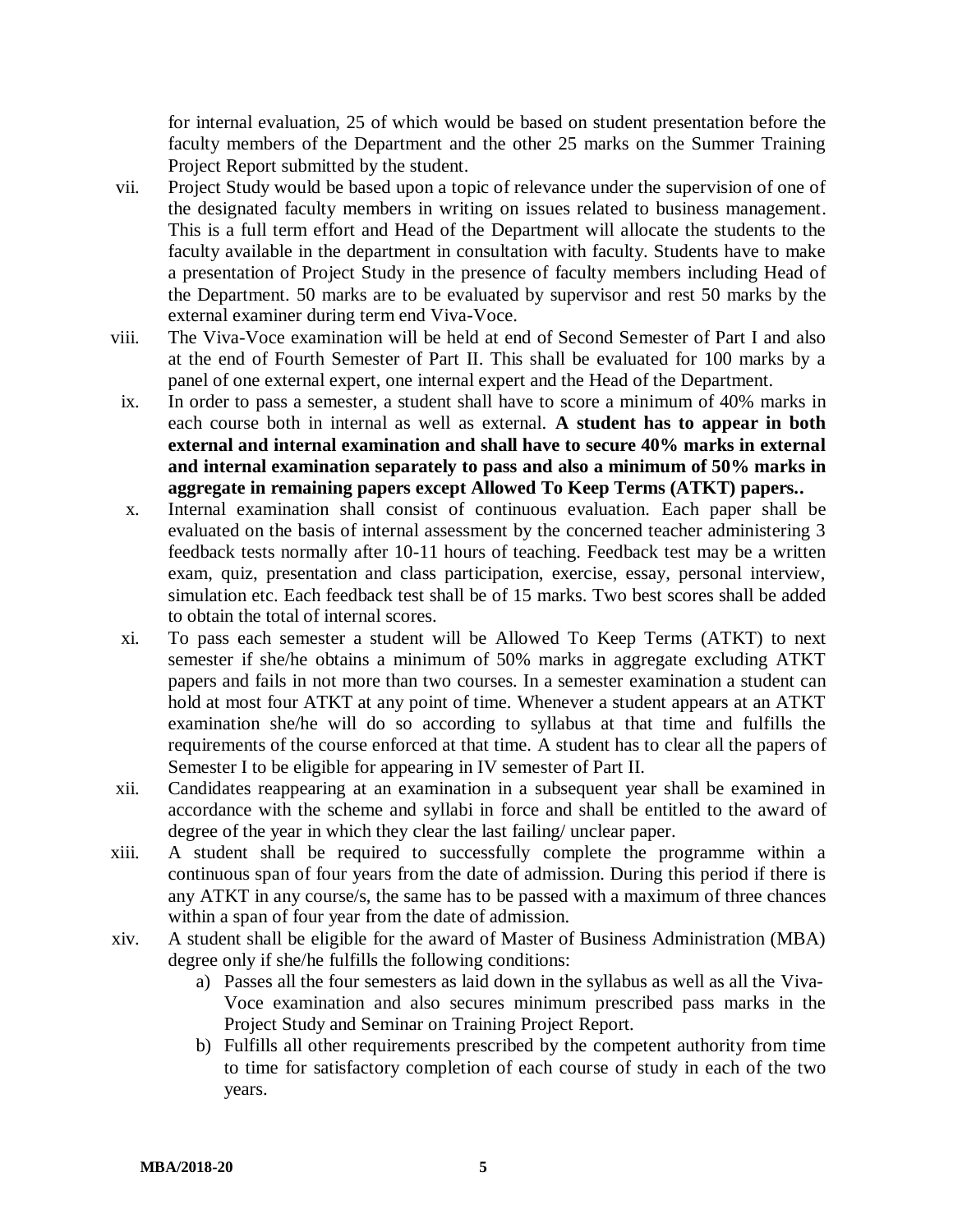for internal evaluation, 25 of which would be based on student presentation before the faculty members of the Department and the other 25 marks on the Summer Training Project Report submitted by the student.

vii. Project Study would be based upon a topic of relevance under the supervision of one of the designated faculty members in writing on issues related to business management. This is a full term effort and Head of the Department will allocate the students to the faculty available in the department in consultation with faculty. Students have to make a presentation of Project Study in the presence of faculty members including Head of the Department. 50 marks are to be evaluated by supervisor and rest 50 marks by the external examiner during term end Viva-Voce.

viii. The Viva-Voce examination will be held at end of Second Semester of Part I and also at the end of Fourth Semester of Part II. This shall be evaluated for 100 marks by a panel of one external expert, one internal expert and the Head of the Department.

ix. In order to pass a semester, a student shall have to score a minimum of 40% marks in each course both in internal as well as external. **A student has to appear in both external and internal examination and shall have to secure 40% marks in external and internal examination separately to pass and also a minimum of 50% marks in aggregate in remaining papers except Allowed To Keep Terms (ATKT) papers..**

x. Internal examination shall consist of continuous evaluation. Each paper shall be evaluated on the basis of internal assessment by the concerned teacher administering 3 feedback tests normally after 10-11 hours of teaching. Feedback test may be a written exam, quiz, presentation and class participation, exercise, essay, personal interview, simulation etc. Each feedback test shall be of 15 marks. Two best scores shall be added to obtain the total of internal scores.

xi. To pass each semester a student will be Allowed To Keep Terms (ATKT) to next semester if she/he obtains a minimum of 50% marks in aggregate excluding ATKT papers and fails in not more than two courses. In a semester examination a student can hold at most four ATKT at any point of time. Whenever a student appears at an ATKT examination she/he will do so according to syllabus at that time and fulfills the requirements of the course enforced at that time. A student has to clear all the papers of Semester I to be eligible for appearing in IV semester of Part II.

xii. Candidates reappearing at an examination in a subsequent year shall be examined in accordance with the scheme and syllabi in force and shall be entitled to the award of degree of the year in which they clear the last failing/ unclear paper.

xiii. A student shall be required to successfully complete the programme within a continuous span of four years from the date of admission. During this period if there is any ATKT in any course/s, the same has to be passed with a maximum of three chances within a span of four year from the date of admission.

xiv. A student shall be eligible for the award of Master of Business Administration (MBA) degree only if she/he fulfills the following conditions:

   a) Passes all the four semesters as laid down in the syllabus as well as all the Viva-Voce examination and also secures minimum prescribed pass marks in the Project Study and Seminar on Training Project Report.

   b) Fulfills all other requirements prescribed by the competent authority from time to time for satisfactory completion of each course of study in each of the two years.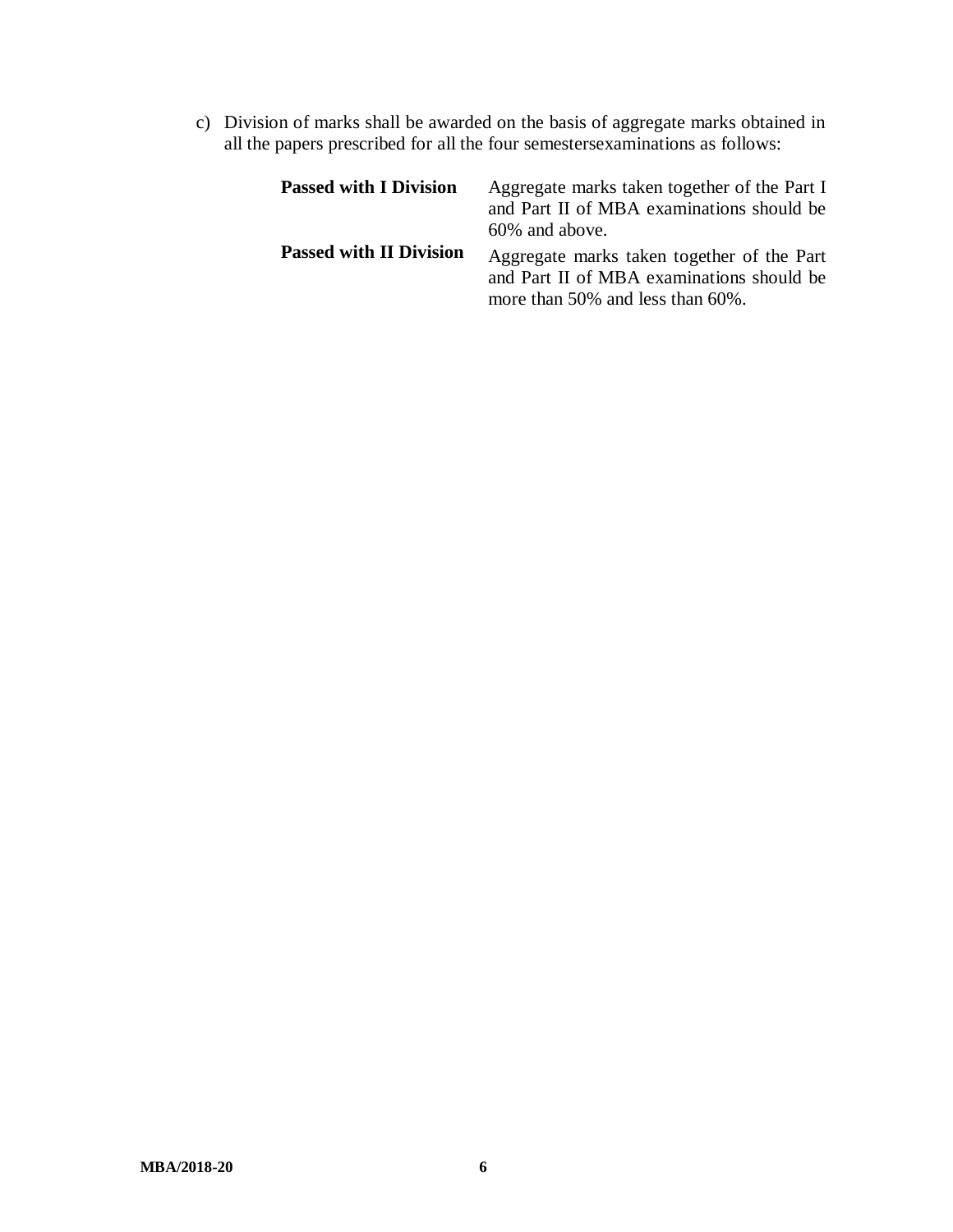c) Division of marks shall be awarded on the basis of aggregate marks obtained in all the papers prescribed for all the four semestersexaminations as follows:

| | |
|---|---|
| **Passed with I Division** | Aggregate marks taken together of the Part I and Part II of MBA examinations should be 60% and above. |
| **Passed with II Division** | Aggregate marks taken together of the Part and Part II of MBA examinations should be more than 50% and less than 60%. |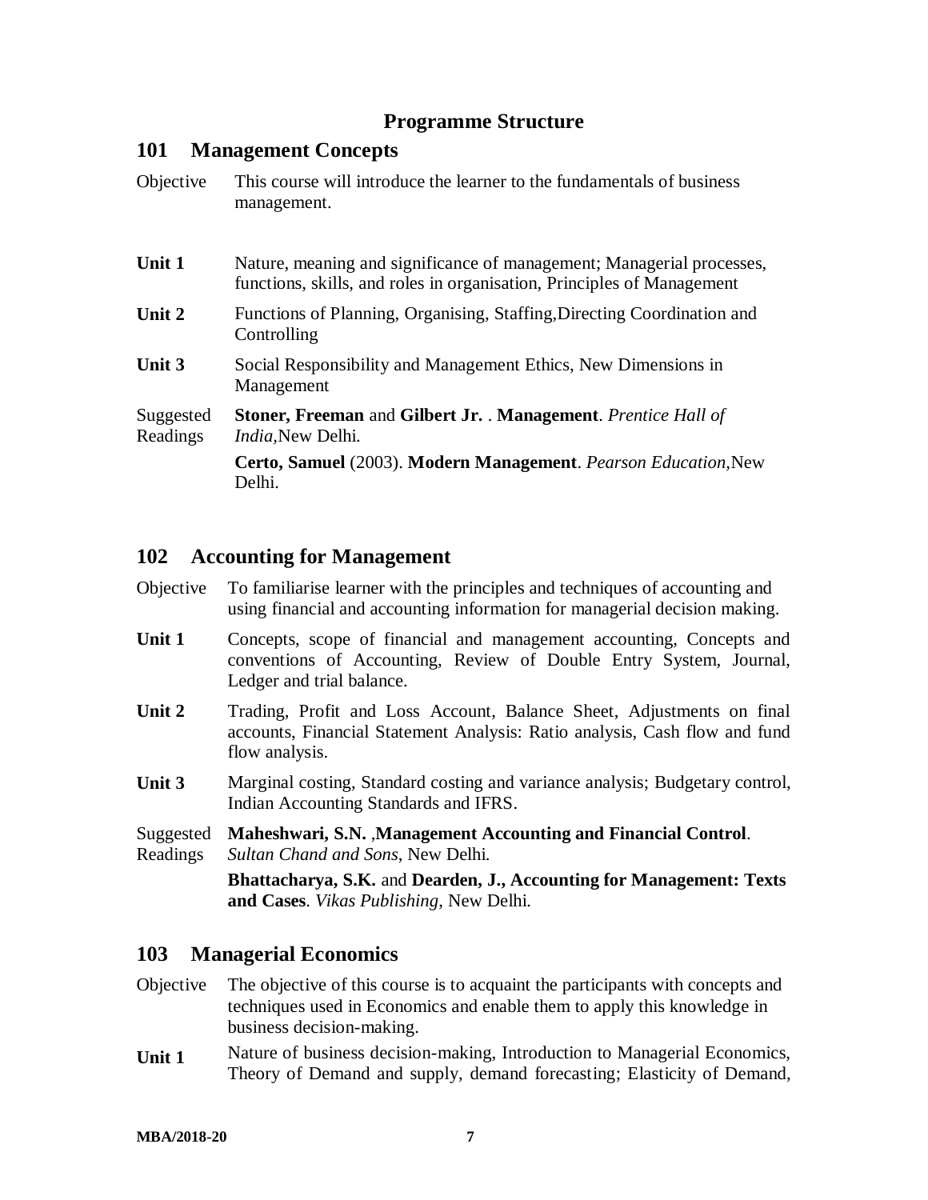# Programme Structure

## 101 Management Concepts

| | |
|---|---|
| Objective | This course will introduce the learner to the fundamentals of business management. |
| **Unit 1** | Nature, meaning and significance of management; Managerial processes, functions, skills, and roles in organisation, Principles of Management |
| **Unit 2** | Functions of Planning, Organising, Staffing,Directing Coordination and Controlling |
| **Unit 3** | Social Responsibility and Management Ethics, New Dimensions in Management |
| Suggested Readings | **Stoner, Freeman** and **Gilbert Jr.** . **Management**. *Prentice Hall of India*,New Delhi. |
| | **Certo, Samuel** (2003). **Modern Management**. *Pearson Education*,New Delhi. |

## 102 Accounting for Management

| | |
|---|---|
| Objective | To familiarise learner with the principles and techniques of accounting and using financial and accounting information for managerial decision making. |
| **Unit 1** | Concepts, scope of financial and management accounting, Concepts and conventions of Accounting, Review of Double Entry System, Journal, Ledger and trial balance. |
| **Unit 2** | Trading, Profit and Loss Account, Balance Sheet, Adjustments on final accounts, Financial Statement Analysis: Ratio analysis, Cash flow and fund flow analysis. |
| **Unit 3** | Marginal costing, Standard costing and variance analysis; Budgetary control, Indian Accounting Standards and IFRS. |
| Suggested Readings | **Maheshwari, S.N.** ,**Management Accounting and Financial Control**. *Sultan Chand and Sons*, New Delhi. |
| | **Bhattacharya, S.K.** and **Dearden, J., Accounting for Management: Texts and Cases**. *Vikas Publishing*, New Delhi. |

## 103 Managerial Economics

| | |
|---|---|
| Objective | The objective of this course is to acquaint the participants with concepts and techniques used in Economics and enable them to apply this knowledge in business decision-making. |
| **Unit 1** | Nature of business decision-making, Introduction to Managerial Economics, Theory of Demand and supply, demand forecasting; Elasticity of Demand, |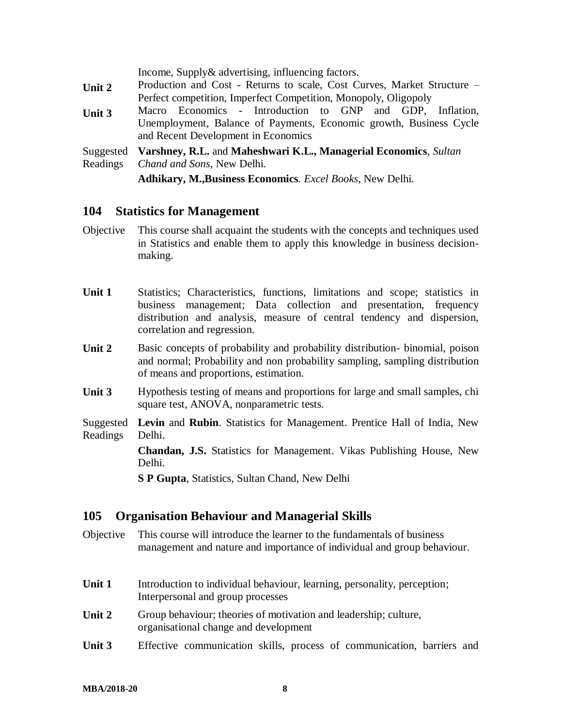Income, Supply& advertising, influencing factors.

**Unit 2** Production and Cost - Returns to scale, Cost Curves, Market Structure – Perfect competition, Imperfect Competition, Monopoly, Oligopoly

**Unit 3** Macro Economics - Introduction to GNP and GDP, Inflation, Unemployment, Balance of Payments, Economic growth, Business Cycle and Recent Development in Economics

Suggested Readings

**Varshney, R.L.** and **Maheshwari K.L., Managerial Economics**, *Sultan Chand and Sons*, New Delhi.

**Adhikary, M.,Business Economics**. *Excel Books*, New Delhi.

## 104 Statistics for Management

Objective: This course shall acquaint the students with the concepts and techniques used in Statistics and enable them to apply this knowledge in business decision-making.

**Unit 1** Statistics; Characteristics, functions, limitations and scope; statistics in business management; Data collection and presentation, frequency distribution and analysis, measure of central tendency and dispersion, correlation and regression.

**Unit 2** Basic concepts of probability and probability distribution- binomial, poison and normal; Probability and non probability sampling, sampling distribution of means and proportions, estimation.

**Unit 3** Hypothesis testing of means and proportions for large and small samples, chi square test, ANOVA, nonparametric tests.

Suggested Readings

**Levin** and **Rubin**. Statistics for Management. Prentice Hall of India, New Delhi.

**Chandan, J.S.** Statistics for Management. Vikas Publishing House, New Delhi.

**S P Gupta**, Statistics, Sultan Chand, New Delhi

## 105 Organisation Behaviour and Managerial Skills

Objective: This course will introduce the learner to the fundamentals of business management and nature and importance of individual and group behaviour.

**Unit 1** Introduction to individual behaviour, learning, personality, perception; Interpersonal and group processes

**Unit 2** Group behaviour; theories of motivation and leadership; culture, organisational change and development

**Unit 3** Effective communication skills, process of communication, barriers and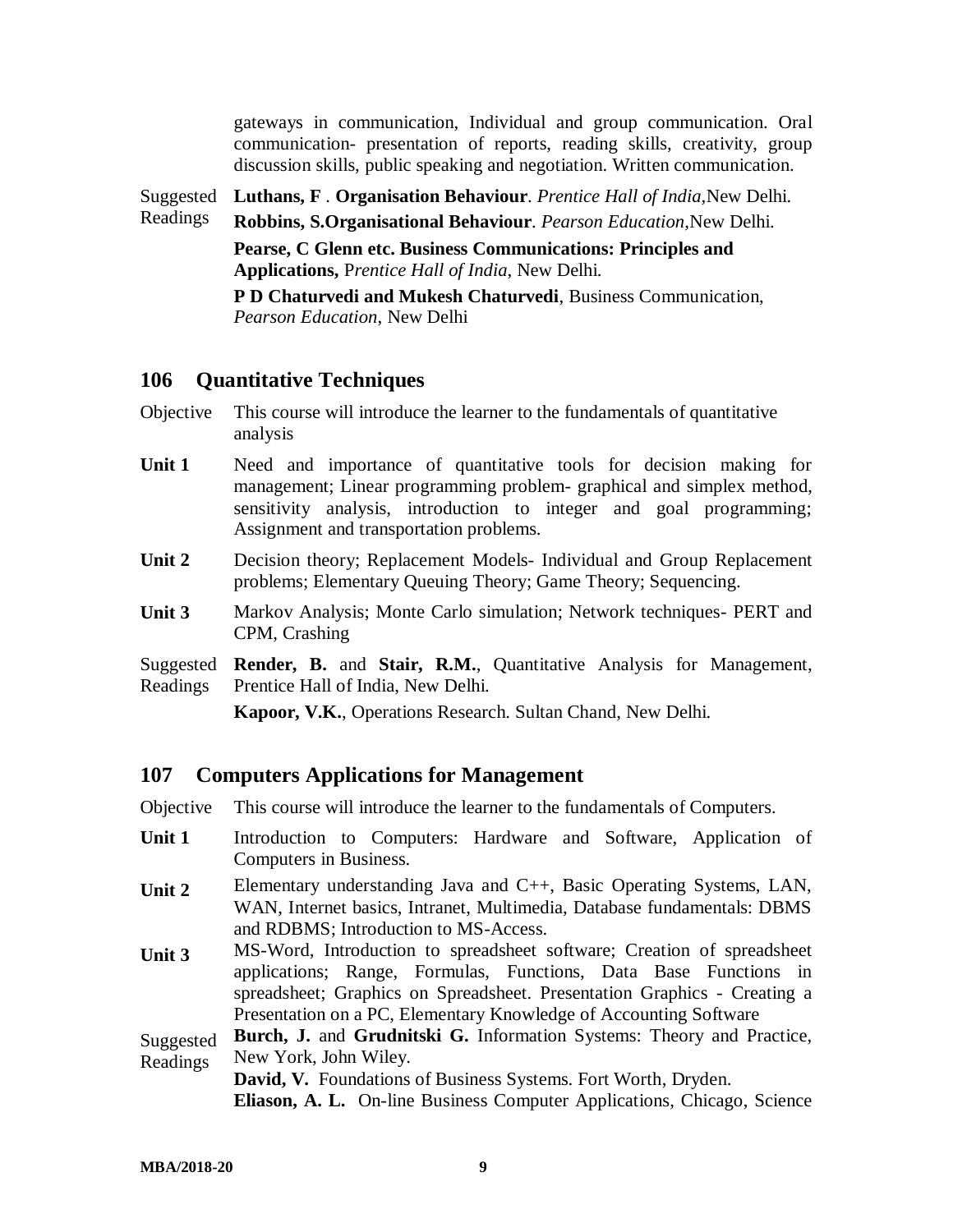gateways in communication, Individual and group communication. Oral communication- presentation of reports, reading skills, creativity, group discussion skills, public speaking and negotiation. Written communication.

Suggested Readings

**Luthans, F** . **Organisation Behaviour**. *Prentice Hall of India*,New Delhi.

**Robbins, S.Organisational Behaviour**. *Pearson Education*,New Delhi.

**Pearse, C Glenn etc. Business Communications: Principles and Applications,** P*rentice Hall of India*, New Delhi.

**P D Chaturvedi and Mukesh Chaturvedi**, Business Communication, *Pearson Education*, New Delhi

## 106 Quantitative Techniques

Objective: This course will introduce the learner to the fundamentals of quantitative analysis

**Unit 1** Need and importance of quantitative tools for decision making for management; Linear programming problem- graphical and simplex method, sensitivity analysis, introduction to integer and goal programming; Assignment and transportation problems.

**Unit 2** Decision theory; Replacement Models- Individual and Group Replacement problems; Elementary Queuing Theory; Game Theory; Sequencing.

**Unit 3** Markov Analysis; Monte Carlo simulation; Network techniques- PERT and CPM, Crashing

Suggested Readings

**Render, B.** and **Stair, R.M.**, Quantitative Analysis for Management, Prentice Hall of India, New Delhi.

**Kapoor, V.K.**, Operations Research. Sultan Chand, New Delhi.

## 107 Computers Applications for Management

Objective: This course will introduce the learner to the fundamentals of Computers.

**Unit 1** Introduction to Computers: Hardware and Software, Application of Computers in Business.

**Unit 2** Elementary understanding Java and C++, Basic Operating Systems, LAN, WAN, Internet basics, Intranet, Multimedia, Database fundamentals: DBMS and RDBMS; Introduction to MS-Access.

**Unit 3** MS-Word, Introduction to spreadsheet software; Creation of spreadsheet applications; Range, Formulas, Functions, Data Base Functions in spreadsheet; Graphics on Spreadsheet. Presentation Graphics - Creating a Presentation on a PC, Elementary Knowledge of Accounting Software

Suggested Readings

**Burch, J.** and **Grudnitski G.** Information Systems: Theory and Practice, New York, John Wiley.

**David, V.** Foundations of Business Systems. Fort Worth, Dryden.

**Eliason, A. L.** On-line Business Computer Applications, Chicago, Science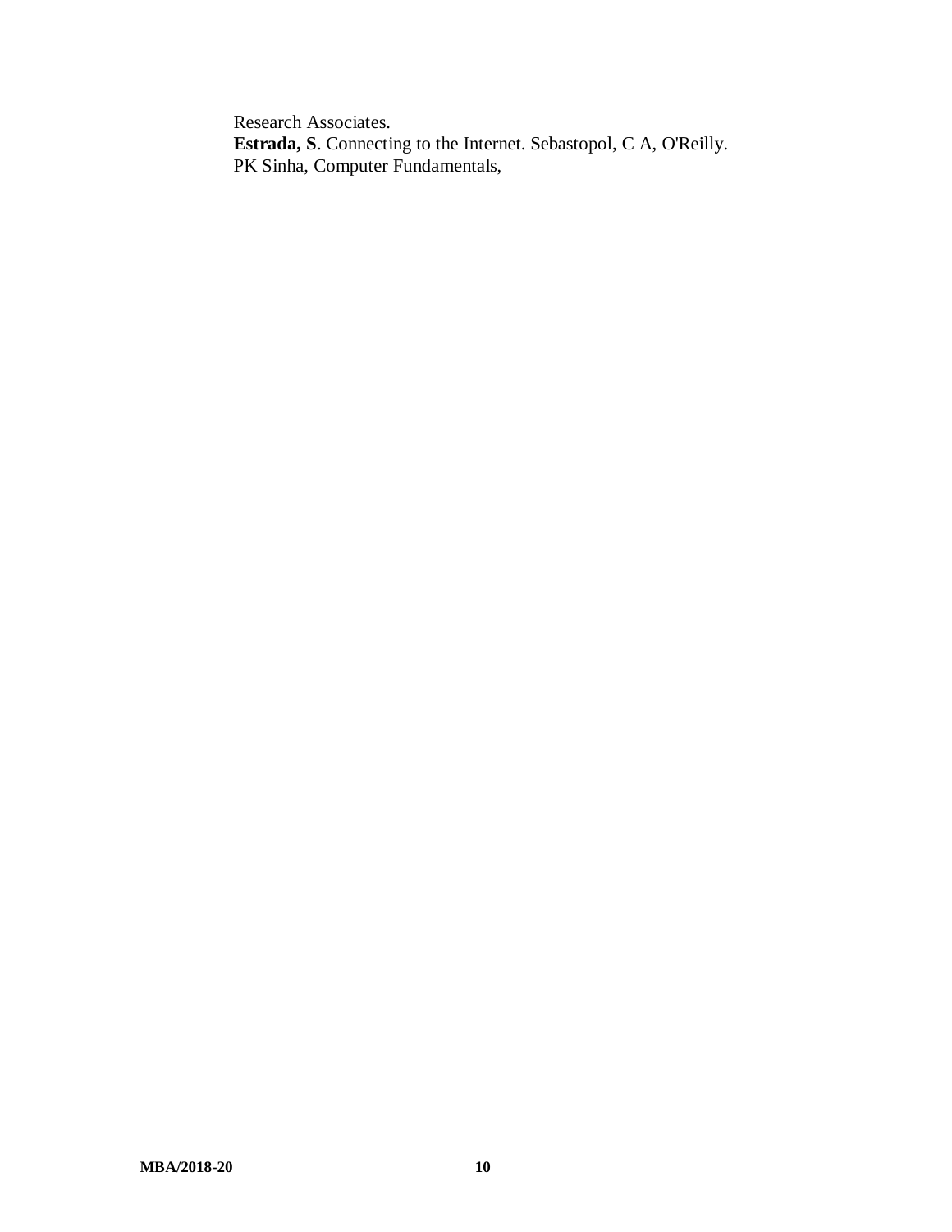Research Associates.
**Estrada, S**. Connecting to the Internet. Sebastopol, C A, O'Reilly.
PK Sinha, Computer Fundamentals,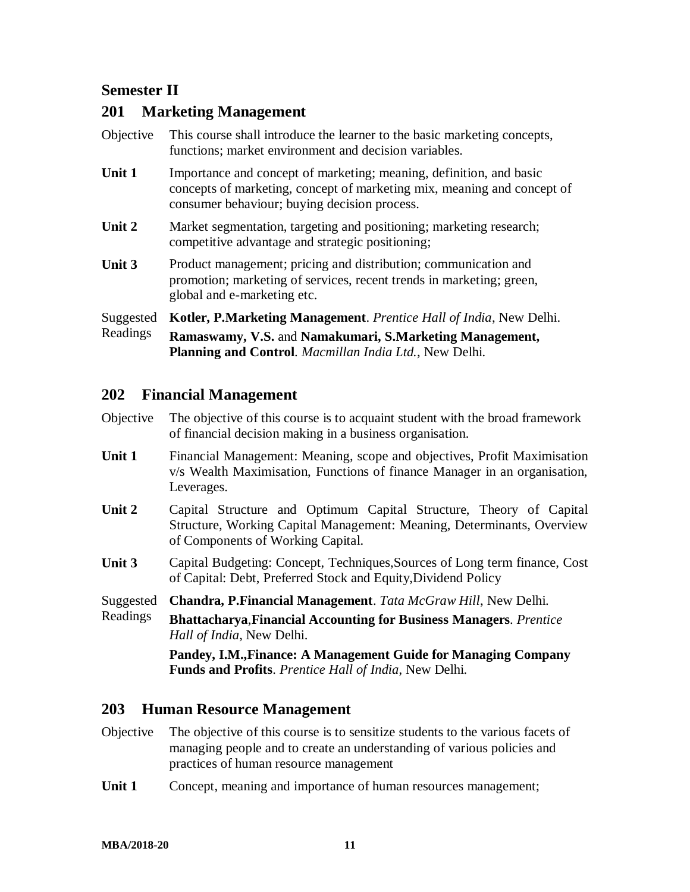## Semester II

### 201 Marketing Management

Objective This course shall introduce the learner to the basic marketing concepts, functions; market environment and decision variables.

**Unit 1** Importance and concept of marketing; meaning, definition, and basic concepts of marketing, concept of marketing mix, meaning and concept of consumer behaviour; buying decision process.

**Unit 2** Market segmentation, targeting and positioning; marketing research; competitive advantage and strategic positioning;

**Unit 3** Product management; pricing and distribution; communication and promotion; marketing of services, recent trends in marketing; green, global and e-marketing etc.

Suggested Readings

**Kotler, P.Marketing Management**. *Prentice Hall of India*, New Delhi.

**Ramaswamy, V.S.** and **Namakumari, S.Marketing Management, Planning and Control**. *Macmillan India Ltd.*, New Delhi.

### 202 Financial Management

Objective The objective of this course is to acquaint student with the broad framework of financial decision making in a business organisation.

**Unit 1** Financial Management: Meaning, scope and objectives, Profit Maximisation v/s Wealth Maximisation, Functions of finance Manager in an organisation, Leverages.

**Unit 2** Capital Structure and Optimum Capital Structure, Theory of Capital Structure, Working Capital Management: Meaning, Determinants, Overview of Components of Working Capital.

**Unit 3** Capital Budgeting: Concept, Techniques,Sources of Long term finance, Cost of Capital: Debt, Preferred Stock and Equity,Dividend Policy

Suggested Readings

**Chandra, P.Financial Management**. *Tata McGraw Hill*, New Delhi.

**Bhattacharya**,**Financial Accounting for Business Managers**. *Prentice Hall of India*, New Delhi.

**Pandey, I.M.,Finance: A Management Guide for Managing Company Funds and Profits**. *Prentice Hall of India*, New Delhi.

### 203 Human Resource Management

Objective The objective of this course is to sensitize students to the various facets of managing people and to create an understanding of various policies and practices of human resource management

**Unit 1** Concept, meaning and importance of human resources management;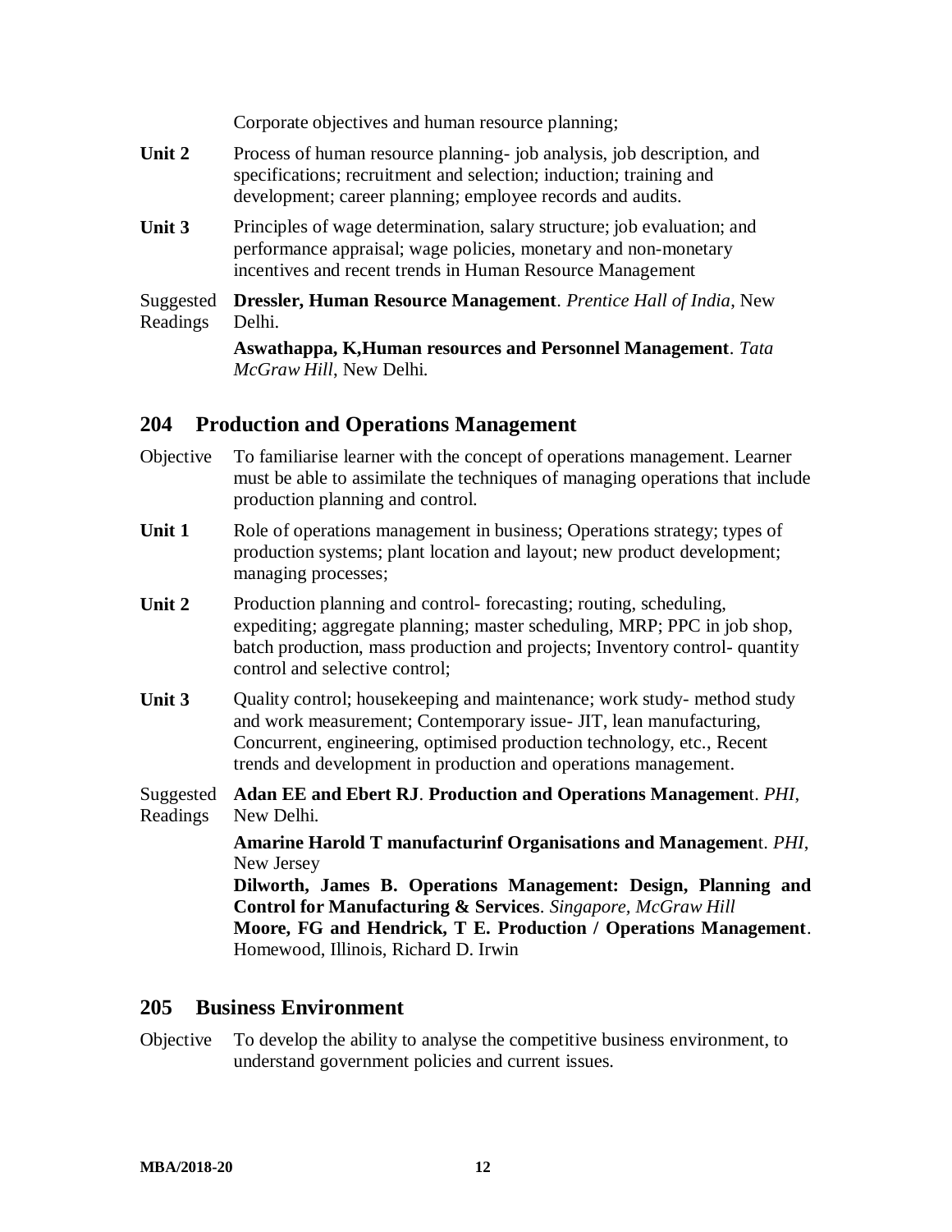Corporate objectives and human resource planning;

**Unit 2** Process of human resource planning- job analysis, job description, and specifications; recruitment and selection; induction; training and development; career planning; employee records and audits.

**Unit 3** Principles of wage determination, salary structure; job evaluation; and performance appraisal; wage policies, monetary and non-monetary incentives and recent trends in Human Resource Management

Suggested Readings

**Dressler, Human Resource Management**. *Prentice Hall of India*, New Delhi.

**Aswathappa, K,Human resources and Personnel Management**. *Tata McGraw Hill*, New Delhi.

## 204 Production and Operations Management

Objective To familiarise learner with the concept of operations management. Learner must be able to assimilate the techniques of managing operations that include production planning and control.

**Unit 1** Role of operations management in business; Operations strategy; types of production systems; plant location and layout; new product development; managing processes;

**Unit 2** Production planning and control- forecasting; routing, scheduling, expediting; aggregate planning; master scheduling, MRP; PPC in job shop, batch production, mass production and projects; Inventory control- quantity control and selective control;

**Unit 3** Quality control; housekeeping and maintenance; work study- method study and work measurement; Contemporary issue- JIT, lean manufacturing, Concurrent, engineering, optimised production technology, etc., Recent trends and development in production and operations management.

Suggested Readings

**Adan EE and Ebert RJ**. **Production and Operations Managemen**t. *PHI*, New Delhi.

**Amarine Harold T manufacturinf Organisations and Managemen**t. *PHI*, New Jersey

**Dilworth, James B. Operations Management: Design, Planning and Control for Manufacturing & Services**. *Singapore, McGraw Hill*

**Moore, FG and Hendrick, T E. Production / Operations Management**. Homewood, Illinois, Richard D. Irwin

## 205 Business Environment

Objective To develop the ability to analyse the competitive business environment, to understand government policies and current issues.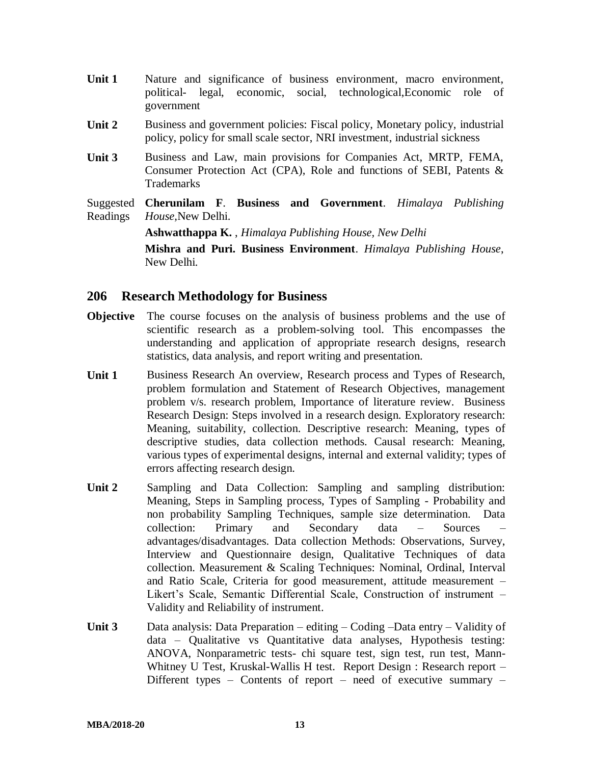**Unit 1** Nature and significance of business environment, macro environment, political- legal, economic, social, technological,Economic role of government

**Unit 2** Business and government policies: Fiscal policy, Monetary policy, industrial policy, policy for small scale sector, NRI investment, industrial sickness

**Unit 3** Business and Law, main provisions for Companies Act, MRTP, FEMA, Consumer Protection Act (CPA), Role and functions of SEBI, Patents & Trademarks

Suggested Readings

**Cherunilam F**. **Business and Government**. *Himalaya Publishing House*,New Delhi.

**Ashwatthappa K.** , *Himalaya Publishing House, New Delhi*

**Mishra and Puri. Business Environment**. *Himalaya Publishing House*, New Delhi.

## 206 Research Methodology for Business

**Objective** The course focuses on the analysis of business problems and the use of scientific research as a problem-solving tool. This encompasses the understanding and application of appropriate research designs, research statistics, data analysis, and report writing and presentation.

**Unit 1** Business Research An overview, Research process and Types of Research, problem formulation and Statement of Research Objectives, management problem v/s. research problem, Importance of literature review. Business Research Design: Steps involved in a research design. Exploratory research: Meaning, suitability, collection. Descriptive research: Meaning, types of descriptive studies, data collection methods. Causal research: Meaning, various types of experimental designs, internal and external validity; types of errors affecting research design.

**Unit 2** Sampling and Data Collection: Sampling and sampling distribution: Meaning, Steps in Sampling process, Types of Sampling - Probability and non probability Sampling Techniques, sample size determination. Data collection: Primary and Secondary data – Sources – advantages/disadvantages. Data collection Methods: Observations, Survey, Interview and Questionnaire design, Qualitative Techniques of data collection. Measurement & Scaling Techniques: Nominal, Ordinal, Interval and Ratio Scale, Criteria for good measurement, attitude measurement – Likert's Scale, Semantic Differential Scale, Construction of instrument – Validity and Reliability of instrument.

**Unit 3** Data analysis: Data Preparation – editing – Coding –Data entry – Validity of data – Qualitative vs Quantitative data analyses, Hypothesis testing: ANOVA, Nonparametric tests- chi square test, sign test, run test, Mann-Whitney U Test, Kruskal-Wallis H test. Report Design : Research report – Different types – Contents of report – need of executive summary –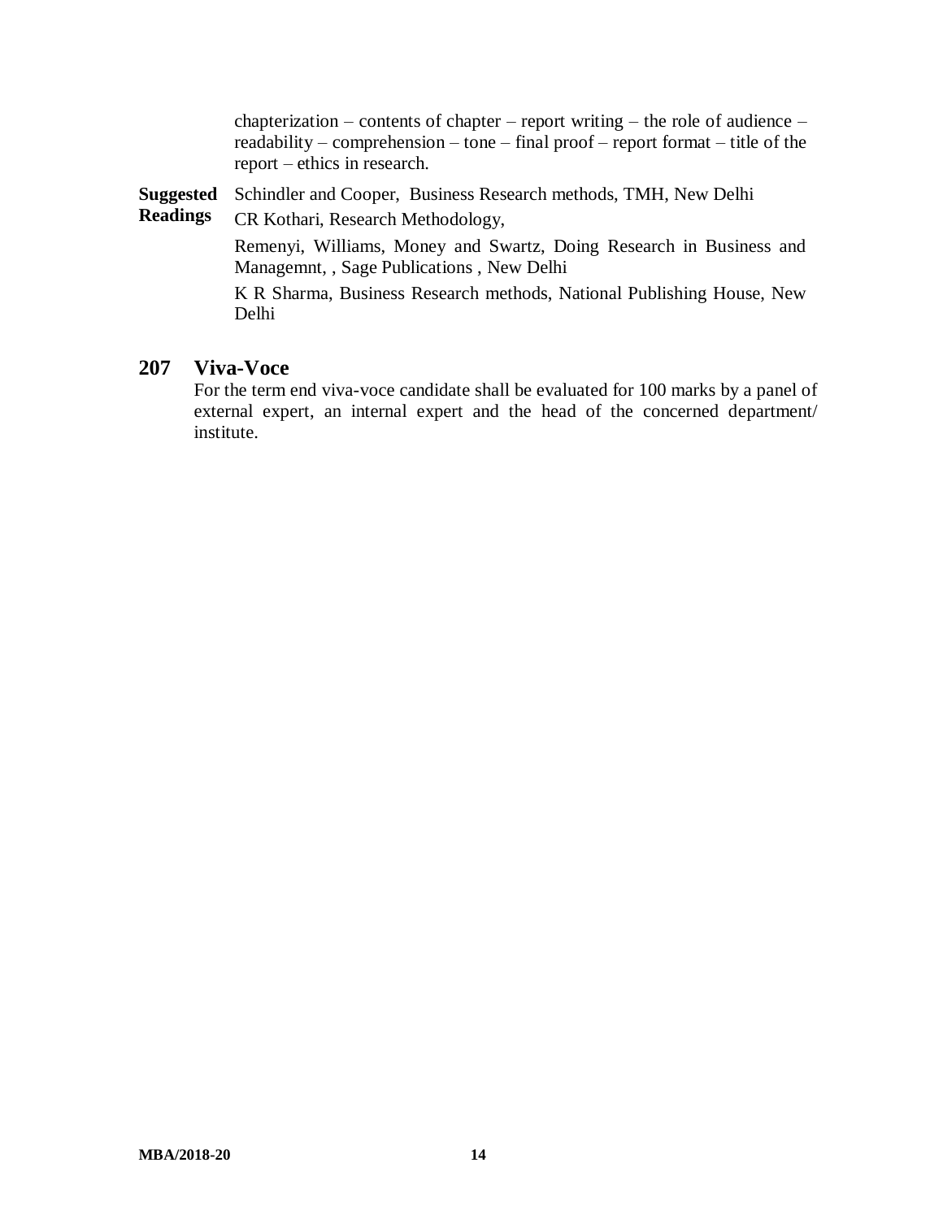chapterization – contents of chapter – report writing – the role of audience – readability – comprehension – tone – final proof – report format – title of the report – ethics in research.

**Suggested Readings**

Schindler and Cooper, Business Research methods, TMH, New Delhi

CR Kothari, Research Methodology,

Remenyi, Williams, Money and Swartz, Doing Research in Business and Managemnt, , Sage Publications , New Delhi

K R Sharma, Business Research methods, National Publishing House, New Delhi

## 207 Viva-Voce

For the term end viva-voce candidate shall be evaluated for 100 marks by a panel of external expert, an internal expert and the head of the concerned department/ institute.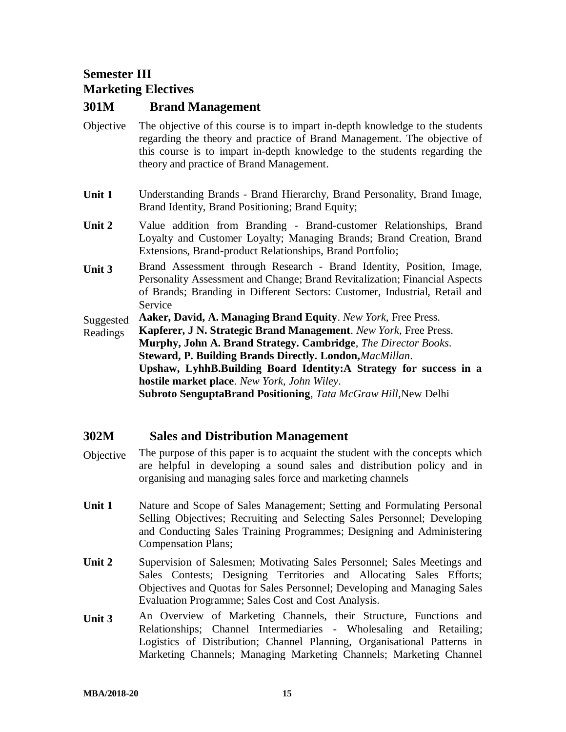## Semester III
## Marketing Electives

### 301M Brand Management

**Objective** The objective of this course is to impart in-depth knowledge to the students regarding the theory and practice of Brand Management. The objective of this course is to impart in-depth knowledge to the students regarding the theory and practice of Brand Management.

**Unit 1** Understanding Brands - Brand Hierarchy, Brand Personality, Brand Image, Brand Identity, Brand Positioning; Brand Equity;

**Unit 2** Value addition from Branding - Brand-customer Relationships, Brand Loyalty and Customer Loyalty; Managing Brands; Brand Creation, Brand Extensions, Brand-product Relationships, Brand Portfolio;

**Unit 3** Brand Assessment through Research - Brand Identity, Position, Image, Personality Assessment and Change; Brand Revitalization; Financial Aspects of Brands; Branding in Different Sectors: Customer, Industrial, Retail and Service

**Suggested Readings**

**Aaker, David, A. Managing Brand Equity**. *New York*, Free Press.
**Kapferer, J N. Strategic Brand Management**. *New York*, Free Press.
**Murphy, John A. Brand Strategy. Cambridge**, *The Director Books*.
**Steward, P. Building Brands Directly. London,***MacMillan*.
**Upshaw, LyhhB.Building Board Identity:A Strategy for success in a hostile market place**. *New York, John Wiley*.
**Subroto SenguptaBrand Positioning**, *Tata McGraw Hill*,New Delhi

### 302M Sales and Distribution Management

**Objective** The purpose of this paper is to acquaint the student with the concepts which are helpful in developing a sound sales and distribution policy and in organising and managing sales force and marketing channels

**Unit 1** Nature and Scope of Sales Management; Setting and Formulating Personal Selling Objectives; Recruiting and Selecting Sales Personnel; Developing and Conducting Sales Training Programmes; Designing and Administering Compensation Plans;

**Unit 2** Supervision of Salesmen; Motivating Sales Personnel; Sales Meetings and Sales Contests; Designing Territories and Allocating Sales Efforts; Objectives and Quotas for Sales Personnel; Developing and Managing Sales Evaluation Programme; Sales Cost and Cost Analysis.

**Unit 3** An Overview of Marketing Channels, their Structure, Functions and Relationships; Channel Intermediaries - Wholesaling and Retailing; Logistics of Distribution; Channel Planning, Organisational Patterns in Marketing Channels; Managing Marketing Channels; Marketing Channel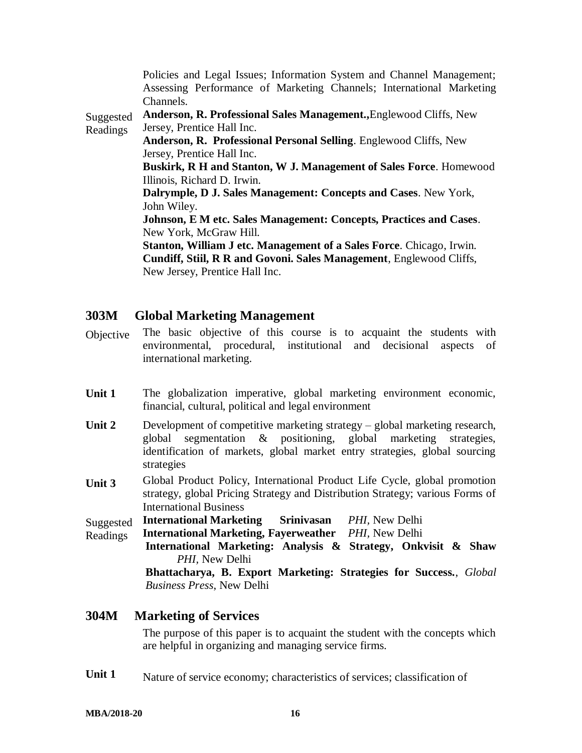Policies and Legal Issues; Information System and Channel Management; Assessing Performance of Marketing Channels; International Marketing Channels.

Suggested Readings

**Anderson, R. Professional Sales Management.,**Englewood Cliffs, New Jersey, Prentice Hall Inc.

**Anderson, R. Professional Personal Selling**. Englewood Cliffs, New Jersey, Prentice Hall Inc.

**Buskirk, R H and Stanton, W J. Management of Sales Force**. Homewood Illinois, Richard D. Irwin.

**Dalrymple, D J. Sales Management: Concepts and Cases**. New York, John Wiley.

**Johnson, E M etc. Sales Management: Concepts, Practices and Cases**. New York, McGraw Hill.

**Stanton, William J etc. Management of a Sales Force**. Chicago, Irwin.

**Cundiff, Stiil, R R and Govoni. Sales Management**, Englewood Cliffs, New Jersey, Prentice Hall Inc.

## 303M Global Marketing Management

Objective

The basic objective of this course is to acquaint the students with environmental, procedural, institutional and decisional aspects of international marketing.

**Unit 1** The globalization imperative, global marketing environment economic, financial, cultural, political and legal environment

**Unit 2** Development of competitive marketing strategy – global marketing research, global segmentation & positioning, global marketing strategies, identification of markets, global market entry strategies, global sourcing strategies

**Unit 3** Global Product Policy, International Product Life Cycle, global promotion strategy, global Pricing Strategy and Distribution Strategy; various Forms of International Business

Suggested Readings

**International Marketing Srinivasan** *PHI*, New Delhi

**International Marketing, Fayerweather** *PHI*, New Delhi

**International Marketing: Analysis & Strategy, Onkvisit & Shaw** *PHI*, New Delhi

**Bhattacharya, B. Export Marketing: Strategies for Success.**, *Global Business Press*, New Delhi

## 304M Marketing of Services

The purpose of this paper is to acquaint the student with the concepts which are helpful in organizing and managing service firms.

**Unit 1** Nature of service economy; characteristics of services; classification of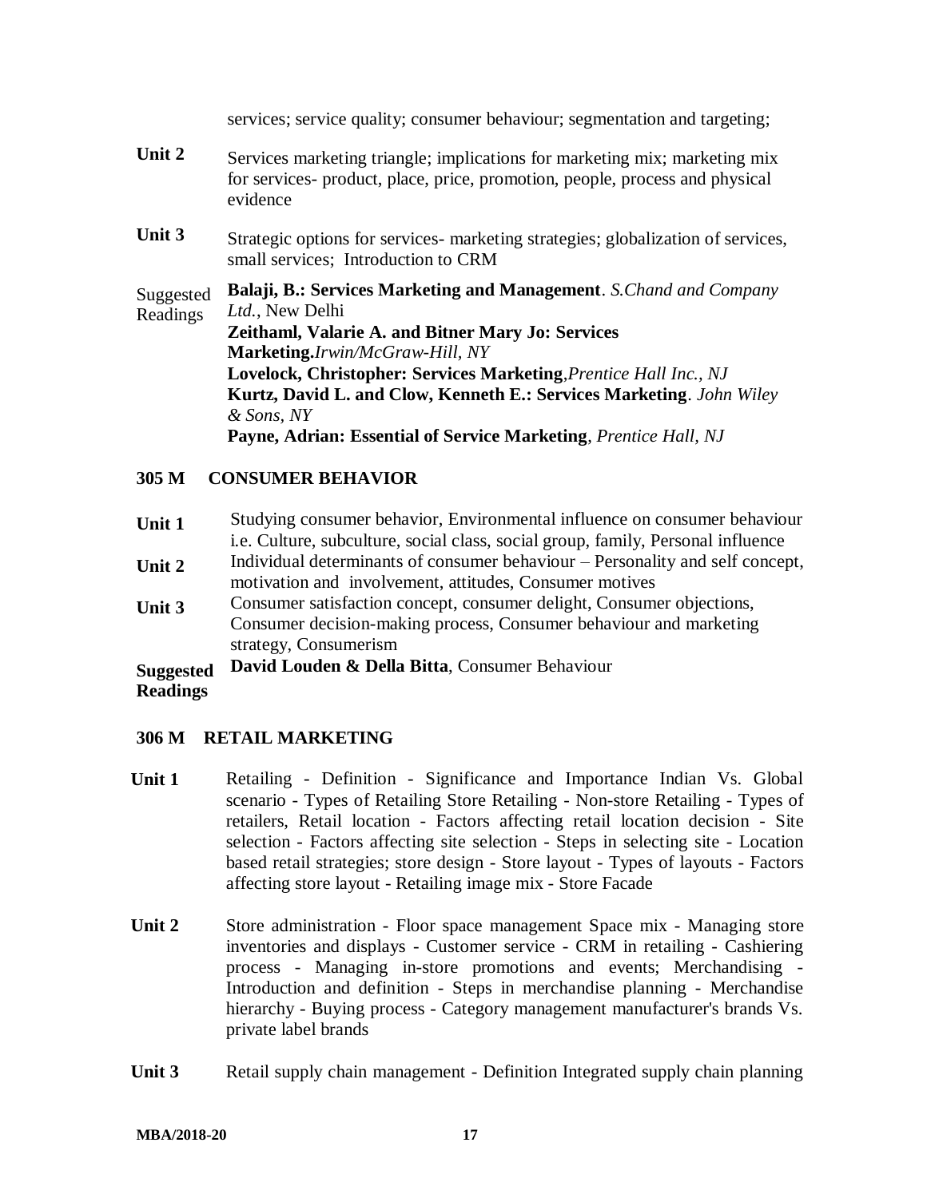services; service quality; consumer behaviour; segmentation and targeting;

**Unit 2** Services marketing triangle; implications for marketing mix; marketing mix for services- product, place, price, promotion, people, process and physical evidence

**Unit 3** Strategic options for services- marketing strategies; globalization of services, small services; Introduction to CRM

Suggested Readings

**Balaji, B.: Services Marketing and Management**. *S.Chand and Company Ltd.*, New Delhi

**Zeithaml, Valarie A. and Bitner Mary Jo: Services Marketing.***Irwin/McGraw-Hill, NY*

**Lovelock, Christopher: Services Marketing**,*Prentice Hall Inc., NJ*

**Kurtz, David L. and Clow, Kenneth E.: Services Marketing**. *John Wiley & Sons, NY*

**Payne, Adrian: Essential of Service Marketing**, *Prentice Hall, NJ*

## 305 M CONSUMER BEHAVIOR

**Unit 1** Studying consumer behavior, Environmental influence on consumer behaviour i.e. Culture, subculture, social class, social group, family, Personal influence

**Unit 2** Individual determinants of consumer behaviour – Personality and self concept, motivation and involvement, attitudes, Consumer motives

**Unit 3** Consumer satisfaction concept, consumer delight, Consumer objections, Consumer decision-making process, Consumer behaviour and marketing strategy, Consumerism

**Suggested Readings**

**David Louden & Della Bitta**, Consumer Behaviour

## 306 M RETAIL MARKETING

**Unit 1** Retailing - Definition - Significance and Importance Indian Vs. Global scenario - Types of Retailing Store Retailing - Non-store Retailing - Types of retailers, Retail location - Factors affecting retail location decision - Site selection - Factors affecting site selection - Steps in selecting site - Location based retail strategies; store design - Store layout - Types of layouts - Factors affecting store layout - Retailing image mix - Store Facade

**Unit 2** Store administration - Floor space management Space mix - Managing store inventories and displays - Customer service - CRM in retailing - Cashiering process - Managing in-store promotions and events; Merchandising - Introduction and definition - Steps in merchandise planning - Merchandise hierarchy - Buying process - Category management manufacturer's brands Vs. private label brands

**Unit 3** Retail supply chain management - Definition Integrated supply chain planning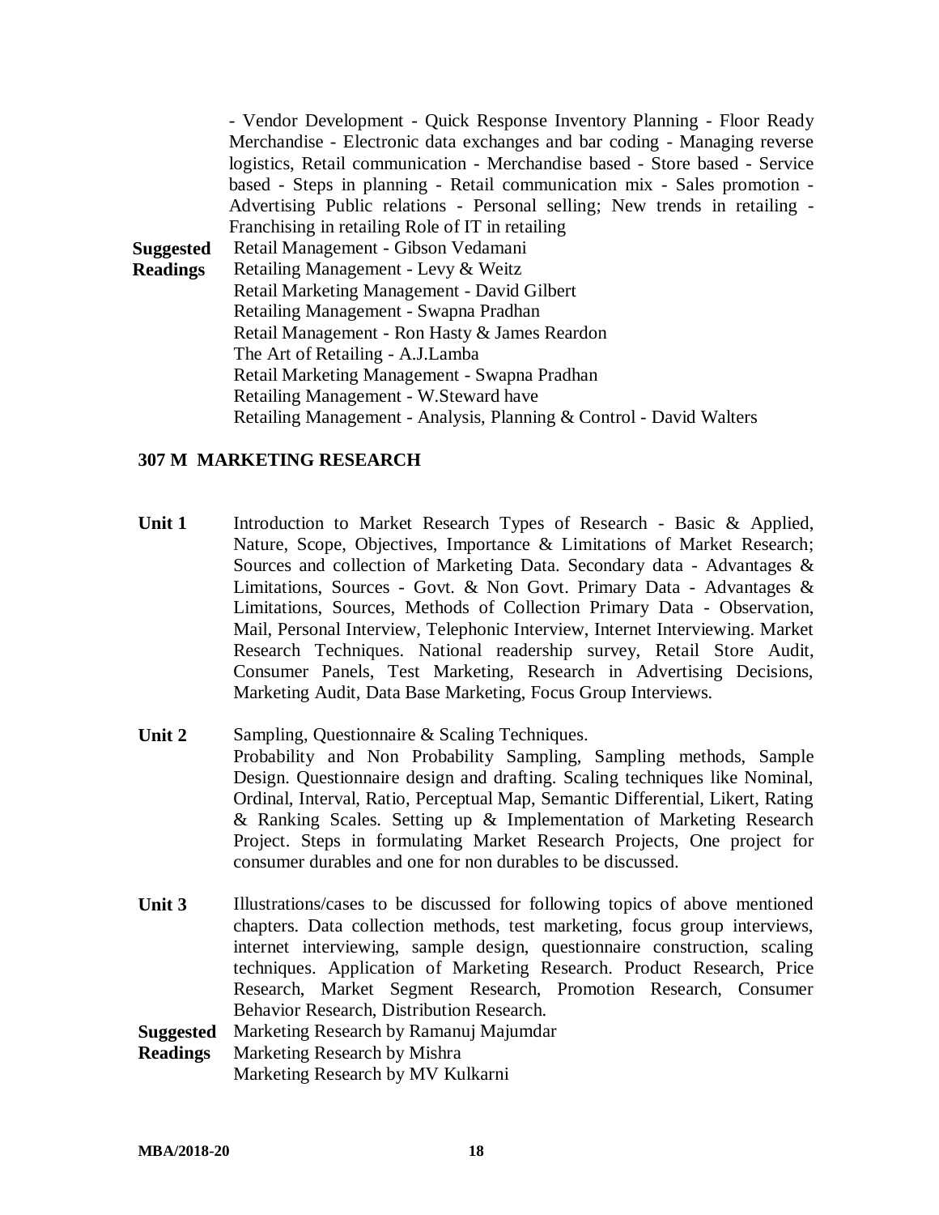- Vendor Development - Quick Response Inventory Planning - Floor Ready Merchandise - Electronic data exchanges and bar coding - Managing reverse logistics, Retail communication - Merchandise based - Store based - Service based - Steps in planning - Retail communication mix - Sales promotion - Advertising Public relations - Personal selling; New trends in retailing - Franchising in retailing Role of IT in retailing

**Suggested Readings**

Retail Management - Gibson Vedamani
Retailing Management - Levy & Weitz
Retail Marketing Management - David Gilbert
Retailing Management - Swapna Pradhan
Retail Management - Ron Hasty & James Reardon
The Art of Retailing - A.J.Lamba
Retail Marketing Management - Swapna Pradhan
Retailing Management - W.Steward have
Retailing Management - Analysis, Planning & Control - David Walters

## 307 M MARKETING RESEARCH

**Unit 1** Introduction to Market Research Types of Research - Basic & Applied, Nature, Scope, Objectives, Importance & Limitations of Market Research; Sources and collection of Marketing Data. Secondary data - Advantages & Limitations, Sources - Govt. & Non Govt. Primary Data - Advantages & Limitations, Sources, Methods of Collection Primary Data - Observation, Mail, Personal Interview, Telephonic Interview, Internet Interviewing. Market Research Techniques. National readership survey, Retail Store Audit, Consumer Panels, Test Marketing, Research in Advertising Decisions, Marketing Audit, Data Base Marketing, Focus Group Interviews.

**Unit 2** Sampling, Questionnaire & Scaling Techniques.
Probability and Non Probability Sampling, Sampling methods, Sample Design. Questionnaire design and drafting. Scaling techniques like Nominal, Ordinal, Interval, Ratio, Perceptual Map, Semantic Differential, Likert, Rating & Ranking Scales. Setting up & Implementation of Marketing Research Project. Steps in formulating Market Research Projects, One project for consumer durables and one for non durables to be discussed.

**Unit 3** Illustrations/cases to be discussed for following topics of above mentioned chapters. Data collection methods, test marketing, focus group interviews, internet interviewing, sample design, questionnaire construction, scaling techniques. Application of Marketing Research. Product Research, Price Research, Market Segment Research, Promotion Research, Consumer Behavior Research, Distribution Research.

**Suggested Readings**

Marketing Research by Ramanuj Majumdar
Marketing Research by Mishra
Marketing Research by MV Kulkarni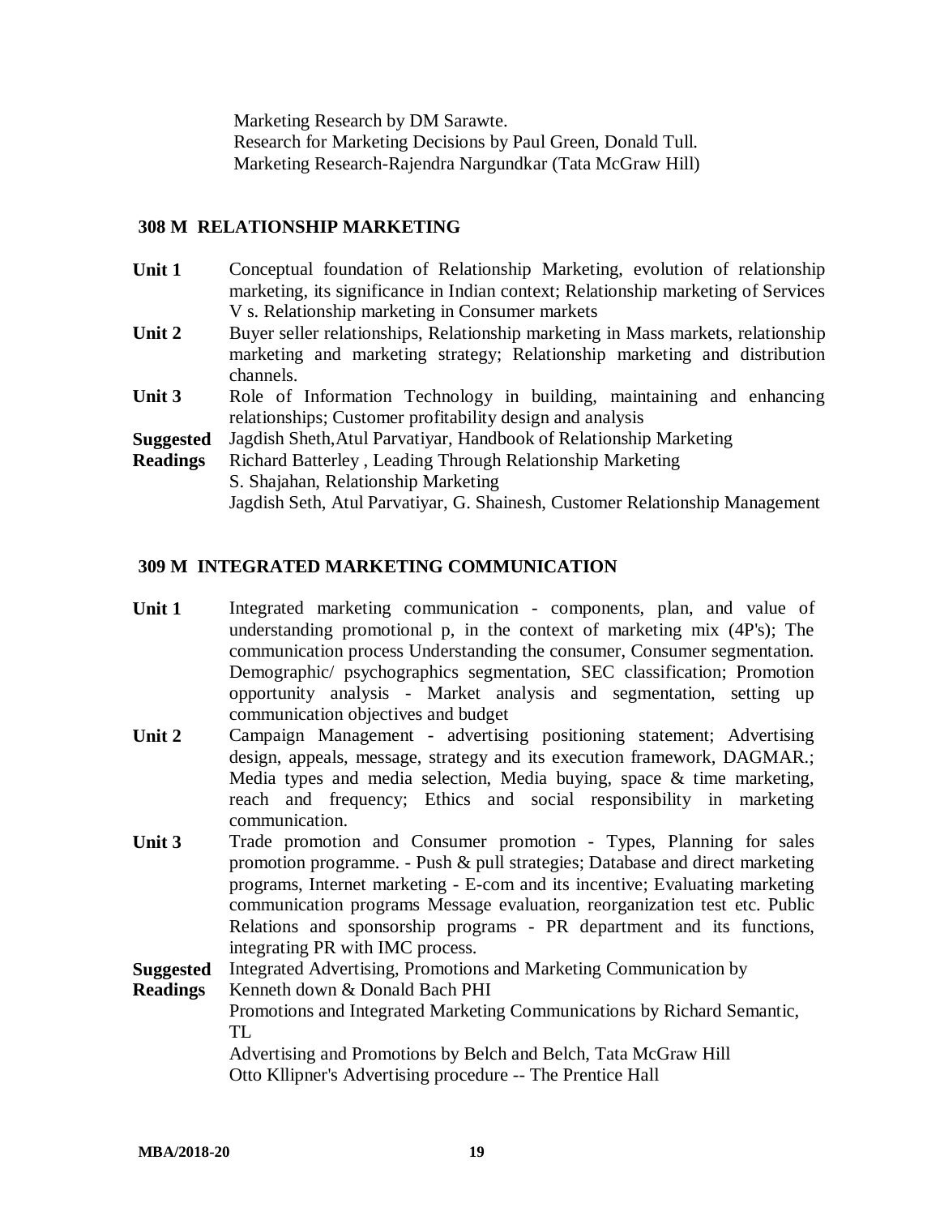Marketing Research by DM Sarawte.
Research for Marketing Decisions by Paul Green, Donald Tull.
Marketing Research-Rajendra Nargundkar (Tata McGraw Hill)

### 308 M RELATIONSHIP MARKETING

**Unit 1** Conceptual foundation of Relationship Marketing, evolution of relationship marketing, its significance in Indian context; Relationship marketing of Services V s. Relationship marketing in Consumer markets

**Unit 2** Buyer seller relationships, Relationship marketing in Mass markets, relationship marketing and marketing strategy; Relationship marketing and distribution channels.

**Unit 3** Role of Information Technology in building, maintaining and enhancing relationships; Customer profitability design and analysis

**Suggested Readings**
Jagdish Sheth,Atul Parvatiyar, Handbook of Relationship Marketing
Richard Batterley , Leading Through Relationship Marketing
S. Shajahan, Relationship Marketing
Jagdish Seth, Atul Parvatiyar, G. Shainesh, Customer Relationship Management

### 309 M INTEGRATED MARKETING COMMUNICATION

**Unit 1** Integrated marketing communication - components, plan, and value of understanding promotional p, in the context of marketing mix (4P's); The communication process Understanding the consumer, Consumer segmentation. Demographic/ psychographics segmentation, SEC classification; Promotion opportunity analysis - Market analysis and segmentation, setting up communication objectives and budget

**Unit 2** Campaign Management - advertising positioning statement; Advertising design, appeals, message, strategy and its execution framework, DAGMAR.; Media types and media selection, Media buying, space & time marketing, reach and frequency; Ethics and social responsibility in marketing communication.

**Unit 3** Trade promotion and Consumer promotion - Types, Planning for sales promotion programme. - Push & pull strategies; Database and direct marketing programs, Internet marketing - E-com and its incentive; Evaluating marketing communication programs Message evaluation, reorganization test etc. Public Relations and sponsorship programs - PR department and its functions, integrating PR with IMC process.

**Suggested Readings**
Integrated Advertising, Promotions and Marketing Communication by Kenneth down & Donald Bach PHI
Promotions and Integrated Marketing Communications by Richard Semantic, TL
Advertising and Promotions by Belch and Belch, Tata McGraw Hill
Otto Kllipner's Advertising procedure -- The Prentice Hall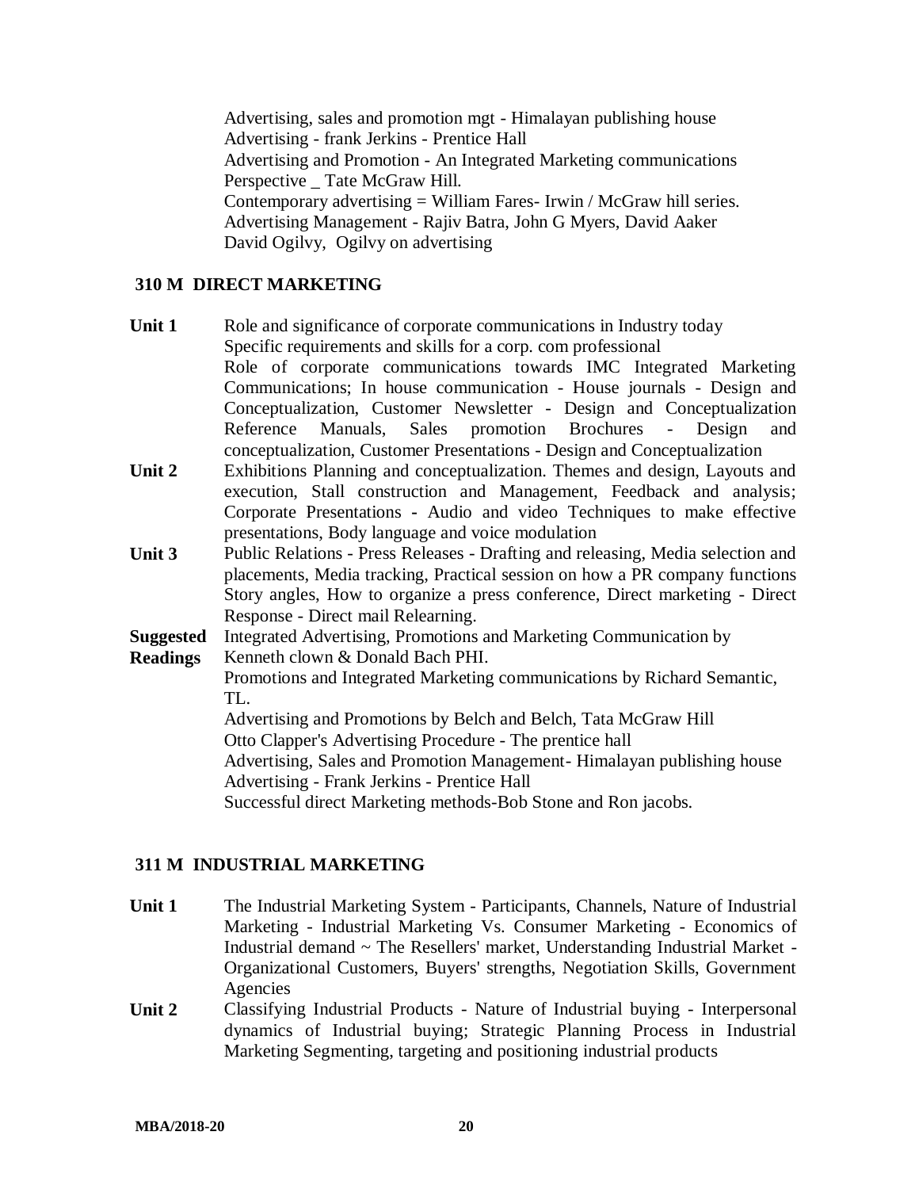Advertising, sales and promotion mgt - Himalayan publishing house
Advertising - frank Jerkins - Prentice Hall
Advertising and Promotion - An Integrated Marketing communications Perspective _ Tate McGraw Hill.
Contemporary advertising = William Fares- Irwin / McGraw hill series.
Advertising Management - Rajiv Batra, John G Myers, David Aaker
David Ogilvy, Ogilvy on advertising

## 310 M DIRECT MARKETING

**Unit 1** Role and significance of corporate communications in Industry today
Specific requirements and skills for a corp. com professional
Role of corporate communications towards IMC Integrated Marketing Communications; In house communication - House journals - Design and Conceptualization, Customer Newsletter - Design and Conceptualization Reference Manuals, Sales promotion Brochures - Design and conceptualization, Customer Presentations - Design and Conceptualization

**Unit 2** Exhibitions Planning and conceptualization. Themes and design, Layouts and execution, Stall construction and Management, Feedback and analysis; Corporate Presentations - Audio and video Techniques to make effective presentations, Body language and voice modulation

**Unit 3** Public Relations - Press Releases - Drafting and releasing, Media selection and placements, Media tracking, Practical session on how a PR company functions Story angles, How to organize a press conference, Direct marketing - Direct Response - Direct mail Relearning.

**Suggested Readings**
Integrated Advertising, Promotions and Marketing Communication by Kenneth clown & Donald Bach PHI.
Promotions and Integrated Marketing communications by Richard Semantic, TL.
Advertising and Promotions by Belch and Belch, Tata McGraw Hill
Otto Clapper's Advertising Procedure - The prentice hall
Advertising, Sales and Promotion Management- Himalayan publishing house
Advertising - Frank Jerkins - Prentice Hall
Successful direct Marketing methods-Bob Stone and Ron jacobs.

## 311 M INDUSTRIAL MARKETING

**Unit 1** The Industrial Marketing System - Participants, Channels, Nature of Industrial Marketing - Industrial Marketing Vs. Consumer Marketing - Economics of Industrial demand ~ The Resellers' market, Understanding Industrial Market - Organizational Customers, Buyers' strengths, Negotiation Skills, Government Agencies

**Unit 2** Classifying Industrial Products - Nature of Industrial buying - Interpersonal dynamics of Industrial buying; Strategic Planning Process in Industrial Marketing Segmenting, targeting and positioning industrial products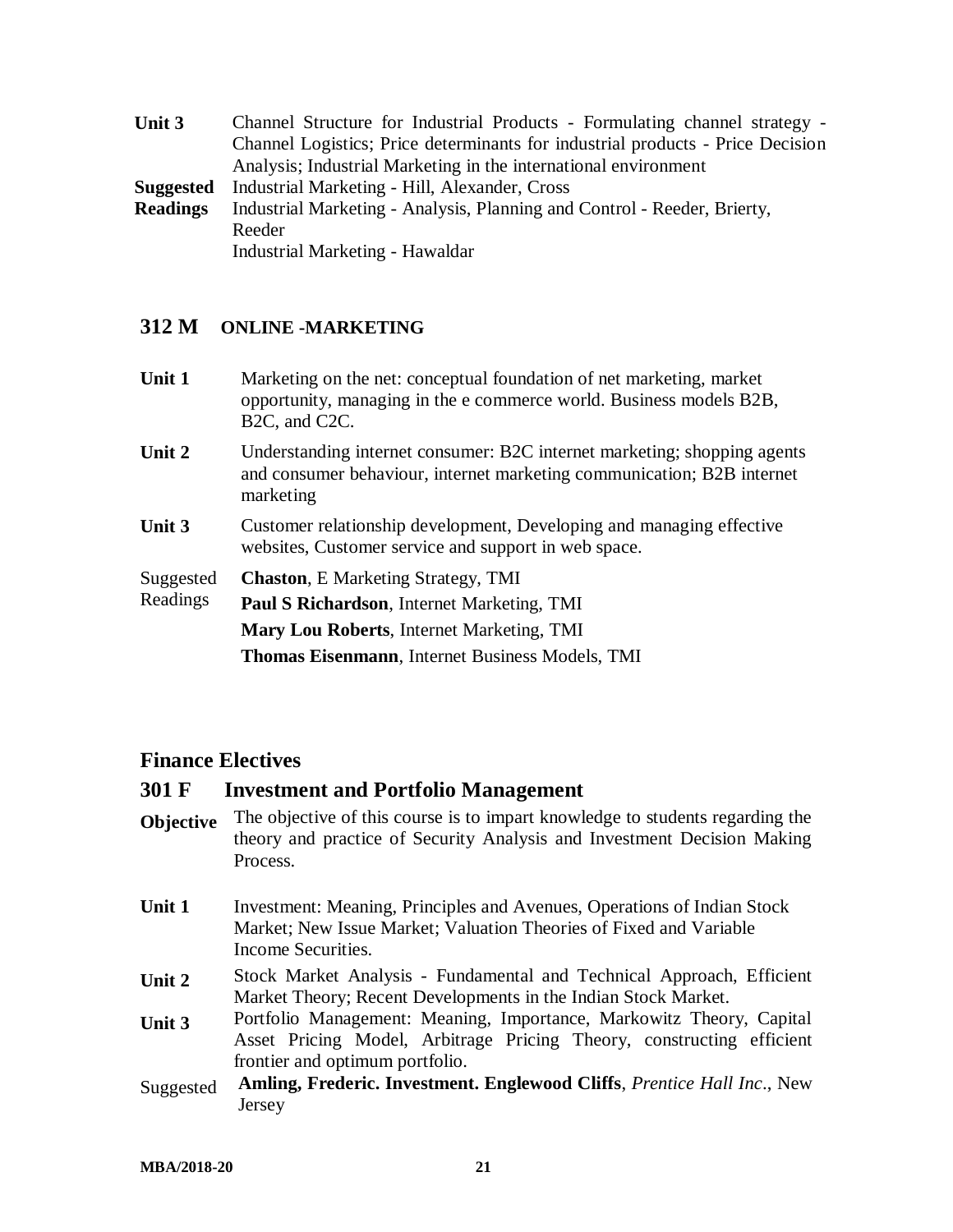**Unit 3** Channel Structure for Industrial Products - Formulating channel strategy - Channel Logistics; Price determinants for industrial products - Price Decision Analysis; Industrial Marketing in the international environment

**Suggested Readings**
Industrial Marketing - Hill, Alexander, Cross
Industrial Marketing - Analysis, Planning and Control - Reeder, Brierty, Reeder
Industrial Marketing - Hawaldar

## 312 M ONLINE -MARKETING

**Unit 1** Marketing on the net: conceptual foundation of net marketing, market opportunity, managing in the e commerce world. Business models B2B, B2C, and C2C.

**Unit 2** Understanding internet consumer: B2C internet marketing; shopping agents and consumer behaviour, internet marketing communication; B2B internet marketing

**Unit 3** Customer relationship development, Developing and managing effective websites, Customer service and support in web space.

Suggested Readings
**Chaston**, E Marketing Strategy, TMI
**Paul S Richardson**, Internet Marketing, TMI
**Mary Lou Roberts**, Internet Marketing, TMI
**Thomas Eisenmann**, Internet Business Models, TMI

## Finance Electives

## 301 F Investment and Portfolio Management

**Objective** The objective of this course is to impart knowledge to students regarding the theory and practice of Security Analysis and Investment Decision Making Process.

**Unit 1** Investment: Meaning, Principles and Avenues, Operations of Indian Stock Market; New Issue Market; Valuation Theories of Fixed and Variable Income Securities.

**Unit 2** Stock Market Analysis - Fundamental and Technical Approach, Efficient Market Theory; Recent Developments in the Indian Stock Market.

**Unit 3** Portfolio Management: Meaning, Importance, Markowitz Theory, Capital Asset Pricing Model, Arbitrage Pricing Theory, constructing efficient frontier and optimum portfolio.

Suggested
**Amling, Frederic. Investment. Englewood Cliffs**, *Prentice Hall Inc*., New Jersey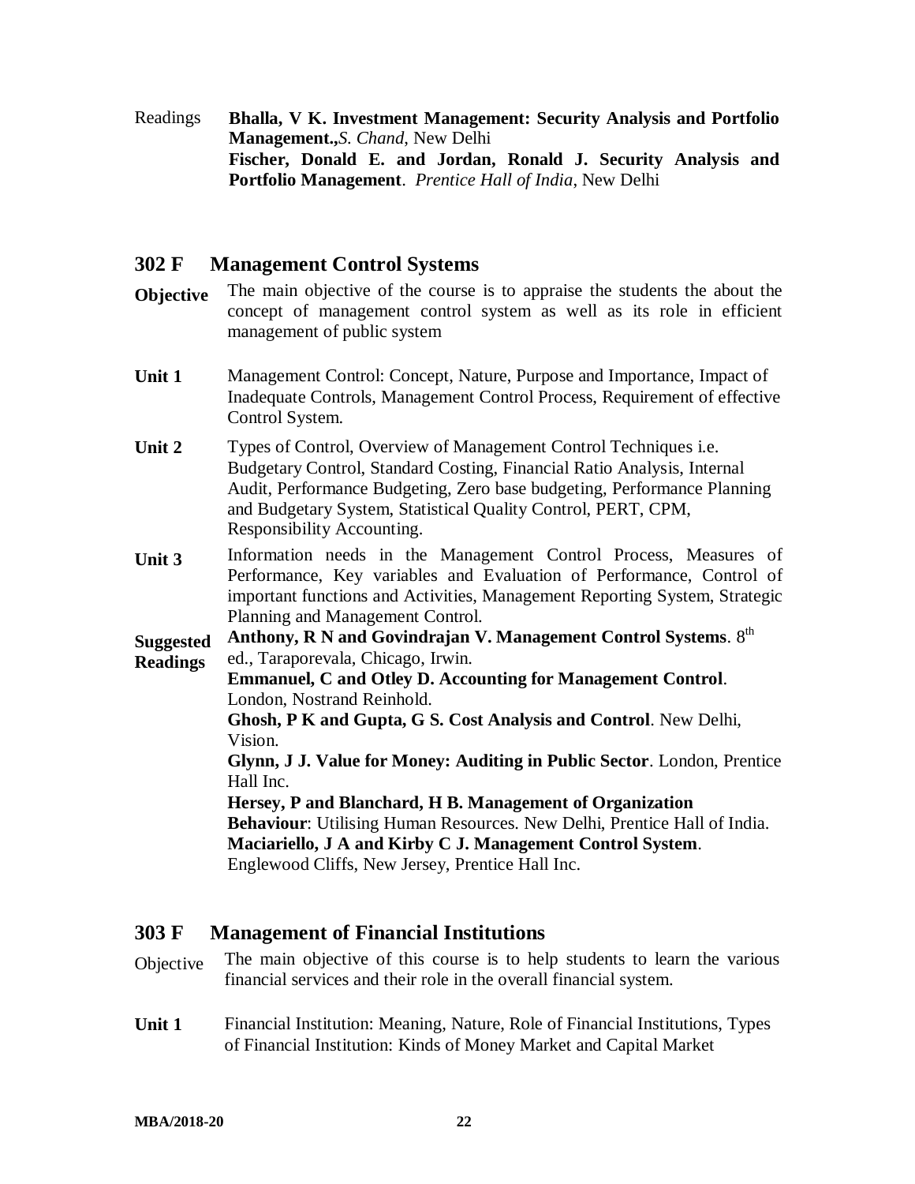Readings **Bhalla, V K. Investment Management: Security Analysis and Portfolio Management.,***S. Chand*, New Delhi
**Fischer, Donald E. and Jordan, Ronald J. Security Analysis and Portfolio Management**. *Prentice Hall of India*, New Delhi

## 302 F Management Control Systems

**Objective** The main objective of the course is to appraise the students the about the concept of management control system as well as its role in efficient management of public system

**Unit 1** Management Control: Concept, Nature, Purpose and Importance, Impact of Inadequate Controls, Management Control Process, Requirement of effective Control System.

**Unit 2** Types of Control, Overview of Management Control Techniques i.e. Budgetary Control, Standard Costing, Financial Ratio Analysis, Internal Audit, Performance Budgeting, Zero base budgeting, Performance Planning and Budgetary System, Statistical Quality Control, PERT, CPM, Responsibility Accounting.

**Unit 3** Information needs in the Management Control Process, Measures of Performance, Key variables and Evaluation of Performance, Control of important functions and Activities, Management Reporting System, Strategic Planning and Management Control.

**Suggested Readings**
**Anthony, R N and Govindrajan V. Management Control Systems**. 8th ed., Taraporevala, Chicago, Irwin.
**Emmanuel, C and Otley D. Accounting for Management Control**. London, Nostrand Reinhold.
**Ghosh, P K and Gupta, G S. Cost Analysis and Control**. New Delhi, Vision.
**Glynn, J J. Value for Money: Auditing in Public Sector**. London, Prentice Hall Inc.
**Hersey, P and Blanchard, H B. Management of Organization Behaviour**: Utilising Human Resources. New Delhi, Prentice Hall of India.
**Maciariello, J A and Kirby C J. Management Control System**. Englewood Cliffs, New Jersey, Prentice Hall Inc.

## 303 F Management of Financial Institutions

Objective The main objective of this course is to help students to learn the various financial services and their role in the overall financial system.

**Unit 1** Financial Institution: Meaning, Nature, Role of Financial Institutions, Types of Financial Institution: Kinds of Money Market and Capital Market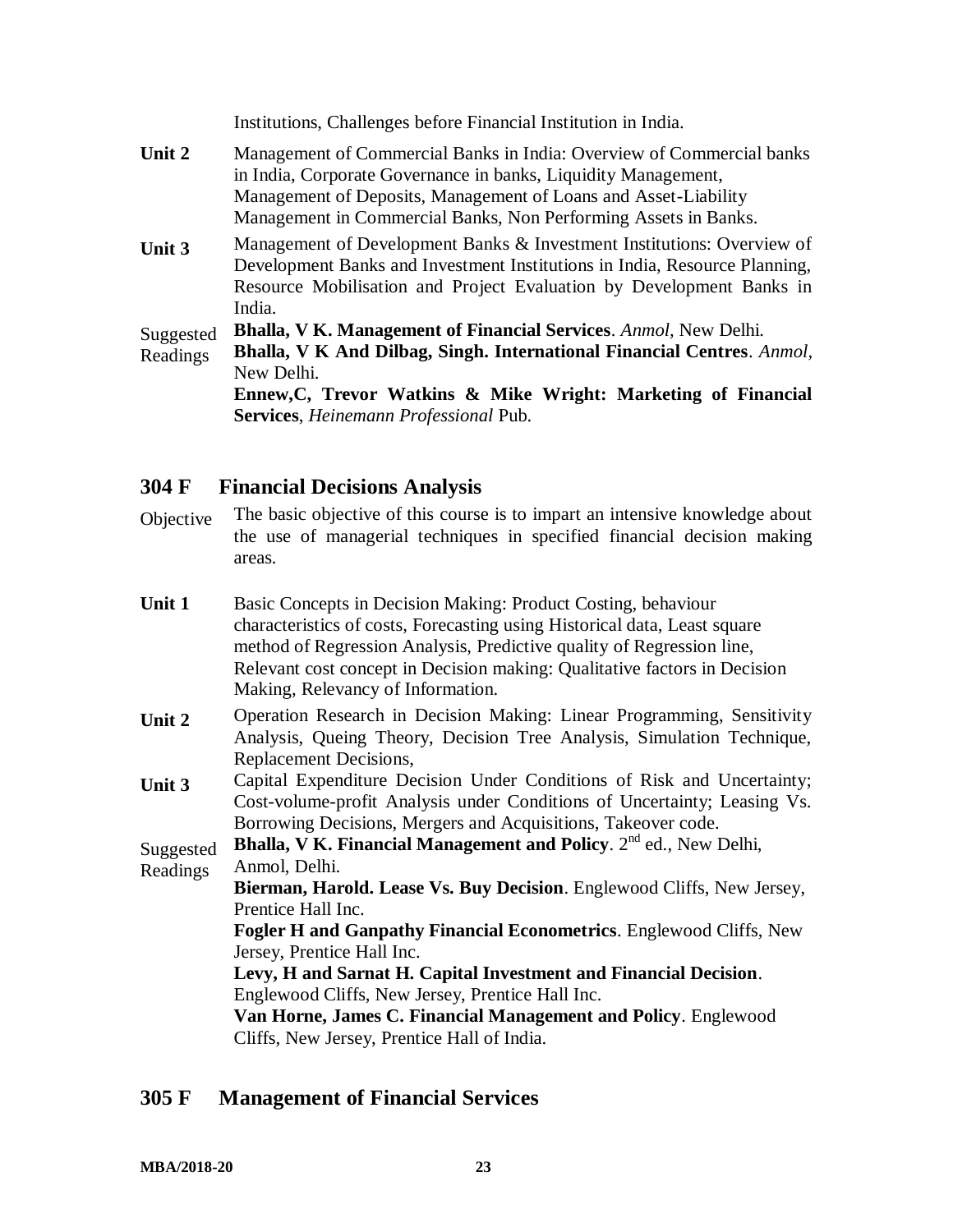Institutions, Challenges before Financial Institution in India.

**Unit 2** Management of Commercial Banks in India: Overview of Commercial banks in India, Corporate Governance in banks, Liquidity Management, Management of Deposits, Management of Loans and Asset-Liability Management in Commercial Banks, Non Performing Assets in Banks.

**Unit 3** Management of Development Banks & Investment Institutions: Overview of Development Banks and Investment Institutions in India, Resource Planning, Resource Mobilisation and Project Evaluation by Development Banks in India.

Suggested Readings

**Bhalla, V K. Management of Financial Services**. *Anmol,* New Delhi.

**Bhalla, V K And Dilbag, Singh. International Financial Centres**. *Anmol,* New Delhi.

**Ennew,C, Trevor Watkins & Mike Wright: Marketing of Financial Services**, *Heinemann Professional* Pub.

## 304 F Financial Decisions Analysis

Objective The basic objective of this course is to impart an intensive knowledge about the use of managerial techniques in specified financial decision making areas.

**Unit 1** Basic Concepts in Decision Making: Product Costing, behaviour characteristics of costs, Forecasting using Historical data, Least square method of Regression Analysis, Predictive quality of Regression line, Relevant cost concept in Decision making: Qualitative factors in Decision Making, Relevancy of Information.

**Unit 2** Operation Research in Decision Making: Linear Programming, Sensitivity Analysis, Queing Theory, Decision Tree Analysis, Simulation Technique, Replacement Decisions,

**Unit 3** Capital Expenditure Decision Under Conditions of Risk and Uncertainty; Cost-volume-profit Analysis under Conditions of Uncertainty; Leasing Vs. Borrowing Decisions, Mergers and Acquisitions, Takeover code.

Suggested Readings

**Bhalla, V K. Financial Management and Policy**. 2nd ed., New Delhi, Anmol, Delhi.

**Bierman, Harold. Lease Vs. Buy Decision**. Englewood Cliffs, New Jersey, Prentice Hall Inc.

**Fogler H and Ganpathy Financial Econometrics**. Englewood Cliffs, New Jersey, Prentice Hall Inc.

**Levy, H and Sarnat H. Capital Investment and Financial Decision**. Englewood Cliffs, New Jersey, Prentice Hall Inc.

**Van Horne, James C. Financial Management and Policy**. Englewood Cliffs, New Jersey, Prentice Hall of India.

## 305 F Management of Financial Services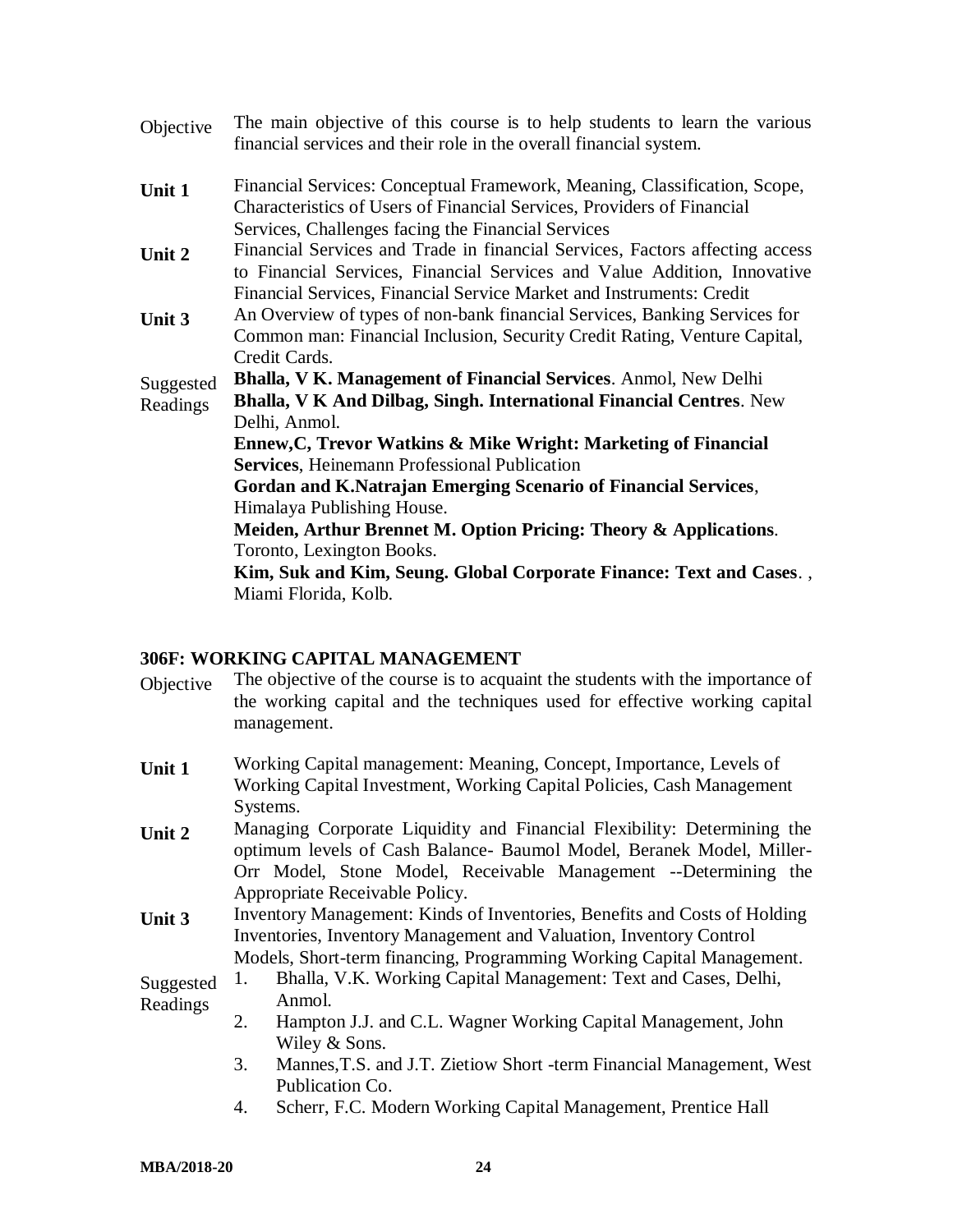**Objective** The main objective of this course is to help students to learn the various financial services and their role in the overall financial system.

**Unit 1** Financial Services: Conceptual Framework, Meaning, Classification, Scope, Characteristics of Users of Financial Services, Providers of Financial Services, Challenges facing the Financial Services

**Unit 2** Financial Services and Trade in financial Services, Factors affecting access to Financial Services, Financial Services and Value Addition, Innovative Financial Services, Financial Service Market and Instruments: Credit

**Unit 3** An Overview of types of non-bank financial Services, Banking Services for Common man: Financial Inclusion, Security Credit Rating, Venture Capital, Credit Cards.

**Suggested Readings**

**Bhalla, V K. Management of Financial Services**. Anmol, New Delhi

**Bhalla, V K And Dilbag, Singh. International Financial Centres**. New Delhi, Anmol.

**Ennew,C, Trevor Watkins & Mike Wright: Marketing of Financial Services**, Heinemann Professional Publication

**Gordan and K.Natrajan Emerging Scenario of Financial Services**, Himalaya Publishing House.

**Meiden, Arthur Brennet M. Option Pricing: Theory & Applications**. Toronto, Lexington Books.

**Kim, Suk and Kim, Seung. Global Corporate Finance: Text and Cases**. , Miami Florida, Kolb.

## 306F: WORKING CAPITAL MANAGEMENT

**Objective** The objective of the course is to acquaint the students with the importance of the working capital and the techniques used for effective working capital management.

**Unit 1** Working Capital management: Meaning, Concept, Importance, Levels of Working Capital Investment, Working Capital Policies, Cash Management Systems.

**Unit 2** Managing Corporate Liquidity and Financial Flexibility: Determining the optimum levels of Cash Balance- Baumol Model, Beranek Model, Miller-Orr Model, Stone Model, Receivable Management --Determining the Appropriate Receivable Policy.

**Unit 3** Inventory Management: Kinds of Inventories, Benefits and Costs of Holding Inventories, Inventory Management and Valuation, Inventory Control Models, Short-term financing, Programming Working Capital Management.

**Suggested Readings**

1. Bhalla, V.K. Working Capital Management: Text and Cases, Delhi, Anmol.
2. Hampton J.J. and C.L. Wagner Working Capital Management, John Wiley & Sons.
3. Mannes,T.S. and J.T. Zietiow Short -term Financial Management, West Publication Co.
4. Scherr, F.C. Modern Working Capital Management, Prentice Hall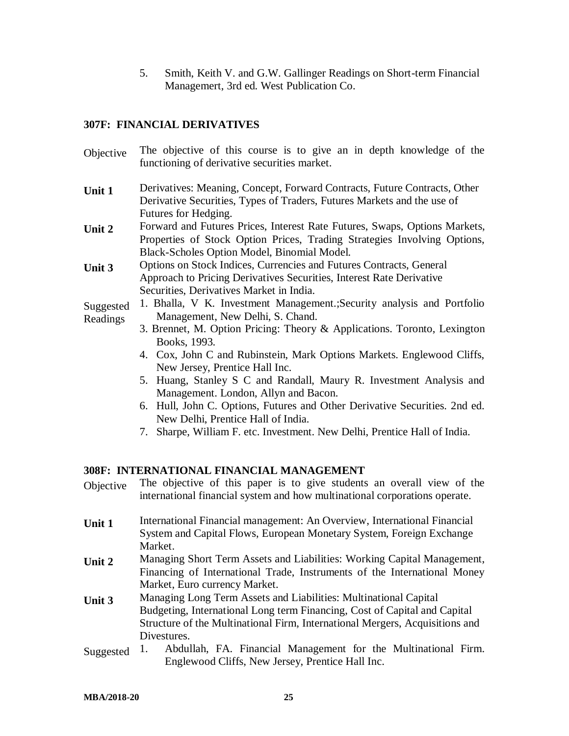5. Smith, Keith V. and G.W. Gallinger Readings on Short-term Financial Managemert, 3rd ed. West Publication Co.

## 307F: FINANCIAL DERIVATIVES

**Objective** The objective of this course is to give an in depth knowledge of the functioning of derivative securities market.

**Unit 1** Derivatives: Meaning, Concept, Forward Contracts, Future Contracts, Other Derivative Securities, Types of Traders, Futures Markets and the use of Futures for Hedging.

**Unit 2** Forward and Futures Prices, Interest Rate Futures, Swaps, Options Markets, Properties of Stock Option Prices, Trading Strategies Involving Options, Black-Scholes Option Model, Binomial Model.

**Unit 3** Options on Stock Indices, Currencies and Futures Contracts, General Approach to Pricing Derivatives Securities, Interest Rate Derivative Securities, Derivatives Market in India.

**Suggested Readings**

1. Bhalla, V K. Investment Management.;Security analysis and Portfolio Management, New Delhi, S. Chand.
3. Brennet, M. Option Pricing: Theory & Applications. Toronto, Lexington Books, 1993.
4. Cox, John C and Rubinstein, Mark Options Markets. Englewood Cliffs, New Jersey, Prentice Hall Inc.
5. Huang, Stanley S C and Randall, Maury R. Investment Analysis and Management. London, Allyn and Bacon.
6. Hull, John C. Options, Futures and Other Derivative Securities. 2nd ed. New Delhi, Prentice Hall of India.
7. Sharpe, William F. etc. Investment. New Delhi, Prentice Hall of India.

## 308F: INTERNATIONAL FINANCIAL MANAGEMENT

**Objective** The objective of this paper is to give students an overall view of the international financial system and how multinational corporations operate.

**Unit 1** International Financial management: An Overview, International Financial System and Capital Flows, European Monetary System, Foreign Exchange Market.

**Unit 2** Managing Short Term Assets and Liabilities: Working Capital Management, Financing of International Trade, Instruments of the International Money Market, Euro currency Market.

**Unit 3** Managing Long Term Assets and Liabilities: Multinational Capital Budgeting, International Long term Financing, Cost of Capital and Capital Structure of the Multinational Firm, International Mergers, Acquisitions and Divestures.

**Suggested**

1. Abdullah, FA. Financial Management for the Multinational Firm. Englewood Cliffs, New Jersey, Prentice Hall Inc.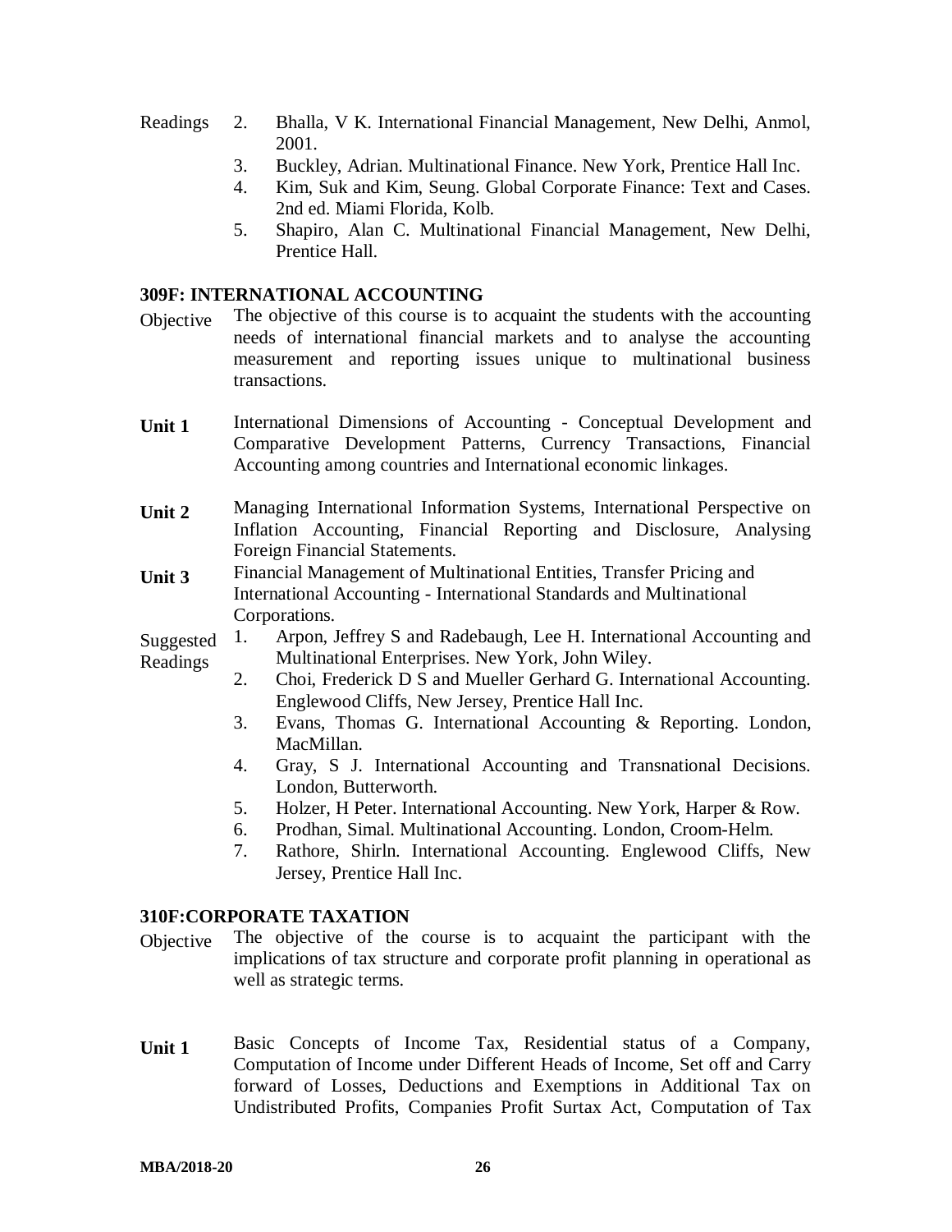Readings

2. Bhalla, V K. International Financial Management, New Delhi, Anmol, 2001.
3. Buckley, Adrian. Multinational Finance. New York, Prentice Hall Inc.
4. Kim, Suk and Kim, Seung. Global Corporate Finance: Text and Cases. 2nd ed. Miami Florida, Kolb.
5. Shapiro, Alan C. Multinational Financial Management, New Delhi, Prentice Hall.

## 309F: INTERNATIONAL ACCOUNTING

Objective: The objective of this course is to acquaint the students with the accounting needs of international financial markets and to analyse the accounting measurement and reporting issues unique to multinational business transactions.

**Unit 1** International Dimensions of Accounting - Conceptual Development and Comparative Development Patterns, Currency Transactions, Financial Accounting among countries and International economic linkages.

**Unit 2** Managing International Information Systems, International Perspective on Inflation Accounting, Financial Reporting and Disclosure, Analysing Foreign Financial Statements.

**Unit 3** Financial Management of Multinational Entities, Transfer Pricing and International Accounting - International Standards and Multinational Corporations.

Suggested Readings

1. Arpon, Jeffrey S and Radebaugh, Lee H. International Accounting and Multinational Enterprises. New York, John Wiley.
2. Choi, Frederick D S and Mueller Gerhard G. International Accounting. Englewood Cliffs, New Jersey, Prentice Hall Inc.
3. Evans, Thomas G. International Accounting & Reporting. London, MacMillan.
4. Gray, S J. International Accounting and Transnational Decisions. London, Butterworth.
5. Holzer, H Peter. International Accounting. New York, Harper & Row.
6. Prodhan, Simal. Multinational Accounting. London, Croom-Helm.
7. Rathore, Shirln. International Accounting. Englewood Cliffs, New Jersey, Prentice Hall Inc.

## 310F:CORPORATE TAXATION

Objective: The objective of the course is to acquaint the participant with the implications of tax structure and corporate profit planning in operational as well as strategic terms.

**Unit 1** Basic Concepts of Income Tax, Residential status of a Company, Computation of Income under Different Heads of Income, Set off and Carry forward of Losses, Deductions and Exemptions in Additional Tax on Undistributed Profits, Companies Profit Surtax Act, Computation of Tax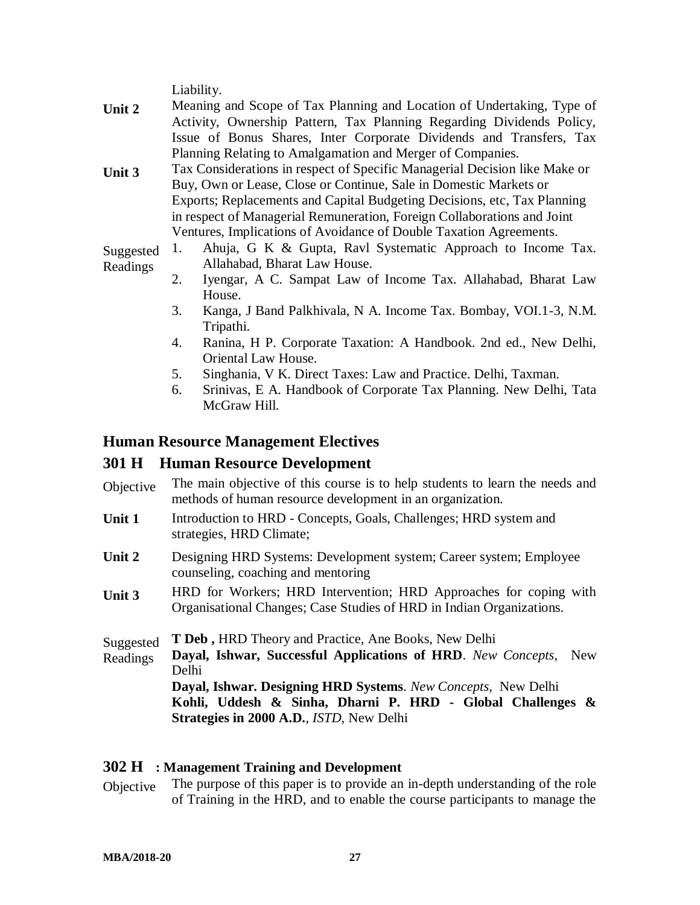Liability.

**Unit 2** Meaning and Scope of Tax Planning and Location of Undertaking, Type of Activity, Ownership Pattern, Tax Planning Regarding Dividends Policy, Issue of Bonus Shares, Inter Corporate Dividends and Transfers, Tax Planning Relating to Amalgamation and Merger of Companies.

**Unit 3** Tax Considerations in respect of Specific Managerial Decision like Make or Buy, Own or Lease, Close or Continue, Sale in Domestic Markets or Exports; Replacements and Capital Budgeting Decisions, etc, Tax Planning in respect of Managerial Remuneration, Foreign Collaborations and Joint Ventures, Implications of Avoidance of Double Taxation Agreements.

Suggested Readings

1. Ahuja, G K & Gupta, Ravl Systematic Approach to Income Tax. Allahabad, Bharat Law House.
2. Iyengar, A C. Sampat Law of Income Tax. Allahabad, Bharat Law House.
3. Kanga, J Band Palkhivala, N A. Income Tax. Bombay, VOI.1-3, N.M. Tripathi.
4. Ranina, H P. Corporate Taxation: A Handbook. 2nd ed., New Delhi, Oriental Law House.
5. Singhania, V K. Direct Taxes: Law and Practice. Delhi, Taxman.
6. Srinivas, E A. Handbook of Corporate Tax Planning. New Delhi, Tata McGraw Hill.

## Human Resource Management Electives

## 301 H Human Resource Development

Objective The main objective of this course is to help students to learn the needs and methods of human resource development in an organization.

**Unit 1** Introduction to HRD - Concepts, Goals, Challenges; HRD system and strategies, HRD Climate;

**Unit 2** Designing HRD Systems: Development system; Career system; Employee counseling, coaching and mentoring

**Unit 3** HRD for Workers; HRD Intervention; HRD Approaches for coping with Organisational Changes; Case Studies of HRD in Indian Organizations.

Suggested Readings

**T Deb ,** HRD Theory and Practice, Ane Books, New Delhi

**Dayal, Ishwar, Successful Applications of HRD**. *New Concepts*, New Delhi

**Dayal, Ishwar. Designing HRD Systems**. *New Concepts*, New Delhi

**Kohli, Uddesh & Sinha, Dharni P. HRD - Global Challenges & Strategies in 2000 A.D.**, *ISTD*, New Delhi

### 302 H : Management Training and Development

Objective The purpose of this paper is to provide an in-depth understanding of the role of Training in the HRD, and to enable the course participants to manage the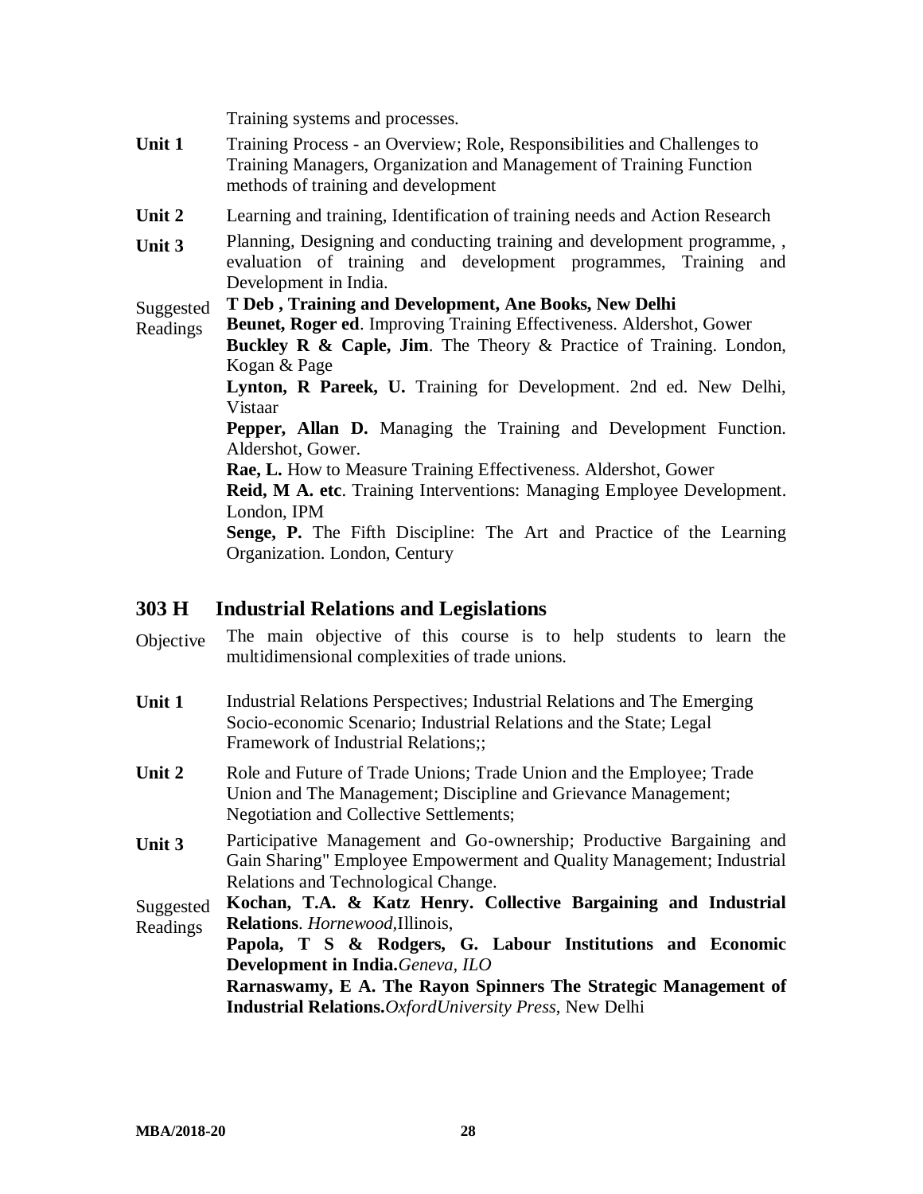Training systems and processes.

**Unit 1** Training Process - an Overview; Role, Responsibilities and Challenges to Training Managers, Organization and Management of Training Function methods of training and development

**Unit 2** Learning and training, Identification of training needs and Action Research

**Unit 3** Planning, Designing and conducting training and development programme, , evaluation of training and development programmes, Training and Development in India.

Suggested Readings

**T Deb , Training and Development, Ane Books, New Delhi**

**Beunet, Roger ed**. Improving Training Effectiveness. Aldershot, Gower

**Buckley R & Caple, Jim**. The Theory & Practice of Training. London, Kogan & Page

**Lynton, R Pareek, U.** Training for Development. 2nd ed. New Delhi, Vistaar

**Pepper, Allan D.** Managing the Training and Development Function. Aldershot, Gower.

**Rae, L.** How to Measure Training Effectiveness. Aldershot, Gower

**Reid, M A. etc**. Training Interventions: Managing Employee Development. London, IPM

**Senge, P.** The Fifth Discipline: The Art and Practice of the Learning Organization. London, Century

## 303 H Industrial Relations and Legislations

Objective The main objective of this course is to help students to learn the multidimensional complexities of trade unions.

**Unit 1** Industrial Relations Perspectives; Industrial Relations and The Emerging Socio-economic Scenario; Industrial Relations and the State; Legal Framework of Industrial Relations;;

**Unit 2** Role and Future of Trade Unions; Trade Union and the Employee; Trade Union and The Management; Discipline and Grievance Management; Negotiation and Collective Settlements;

**Unit 3** Participative Management and Go-ownership; Productive Bargaining and Gain Sharing" Employee Empowerment and Quality Management; Industrial Relations and Technological Change.

Suggested Readings

**Kochan, T.A. & Katz Henry. Collective Bargaining and Industrial Relations**. *Hornewood*,Illinois,

**Papola, T S & Rodgers, G. Labour Institutions and Economic Development in India.***Geneva, ILO*

**Rarnaswamy, E A. The Rayon Spinners The Strategic Management of Industrial Relations.***OxfordUniversity Press*, New Delhi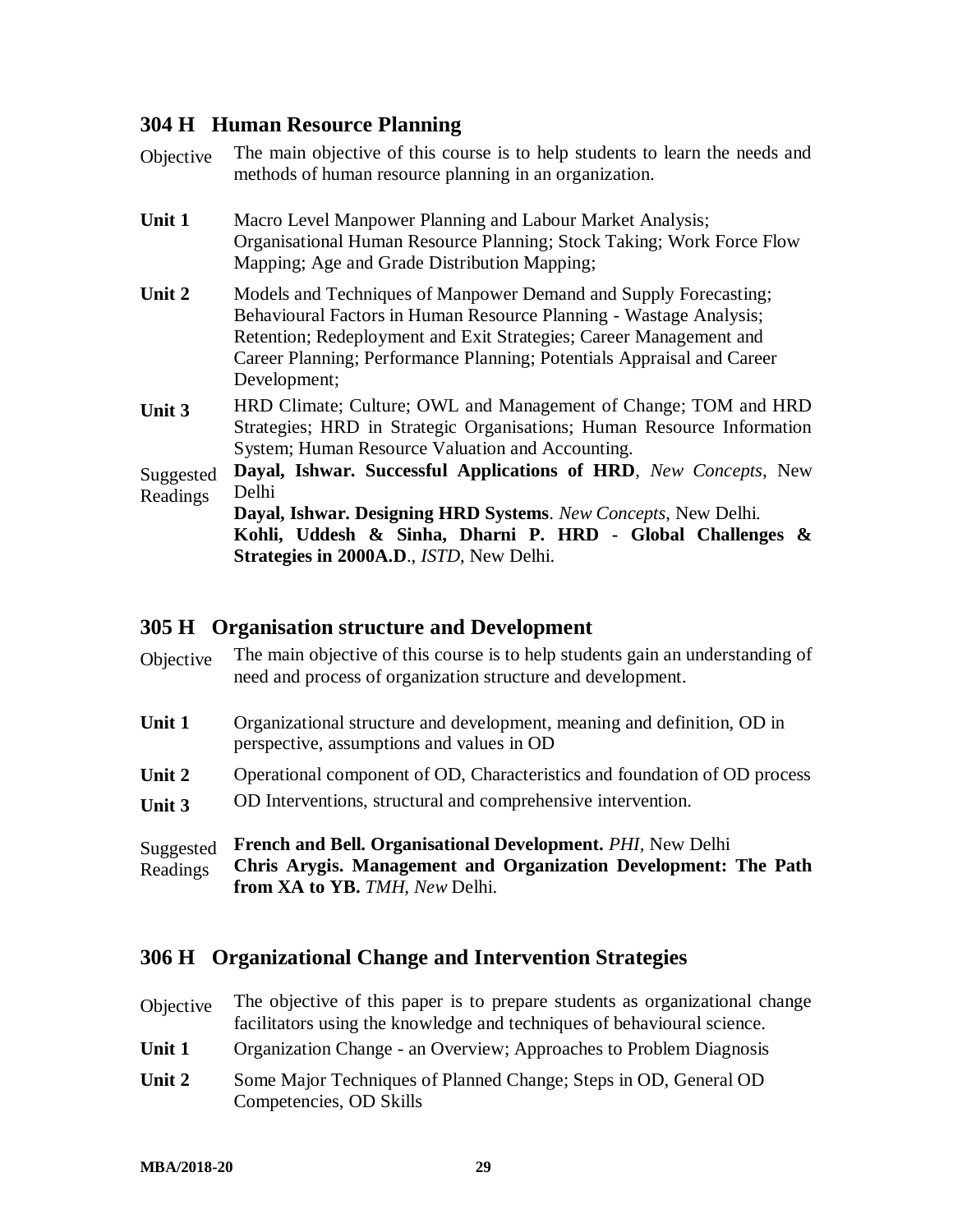## 304 H Human Resource Planning

**Objective** The main objective of this course is to help students to learn the needs and methods of human resource planning in an organization.

**Unit 1** Macro Level Manpower Planning and Labour Market Analysis; Organisational Human Resource Planning; Stock Taking; Work Force Flow Mapping; Age and Grade Distribution Mapping;

**Unit 2** Models and Techniques of Manpower Demand and Supply Forecasting; Behavioural Factors in Human Resource Planning - Wastage Analysis; Retention; Redeployment and Exit Strategies; Career Management and Career Planning; Performance Planning; Potentials Appraisal and Career Development;

**Unit 3** HRD Climate; Culture; OWL and Management of Change; TOM and HRD Strategies; HRD in Strategic Organisations; Human Resource Information System; Human Resource Valuation and Accounting.

**Suggested Readings**

**Dayal, Ishwar. Successful Applications of HRD**, *New Concepts*, New Delhi

**Dayal, Ishwar. Designing HRD Systems**. *New Concepts*, New Delhi.

**Kohli, Uddesh & Sinha, Dharni P. HRD - Global Challenges & Strategies in 2000A.D**., *ISTD*, New Delhi.

## 305 H Organisation structure and Development

**Objective** The main objective of this course is to help students gain an understanding of need and process of organization structure and development.

**Unit 1** Organizational structure and development, meaning and definition, OD in perspective, assumptions and values in OD

**Unit 2** Operational component of OD, Characteristics and foundation of OD process

**Unit 3** OD Interventions, structural and comprehensive intervention.

**Suggested Readings**

**French and Bell. Organisational Development.** *PHI*, New Delhi

**Chris Arygis. Management and Organization Development: The Path from XA to YB.** *TMH, New* Delhi.

## 306 H Organizational Change and Intervention Strategies

**Objective** The objective of this paper is to prepare students as organizational change facilitators using the knowledge and techniques of behavioural science.

**Unit 1** Organization Change - an Overview; Approaches to Problem Diagnosis

**Unit 2** Some Major Techniques of Planned Change; Steps in OD, General OD Competencies, OD Skills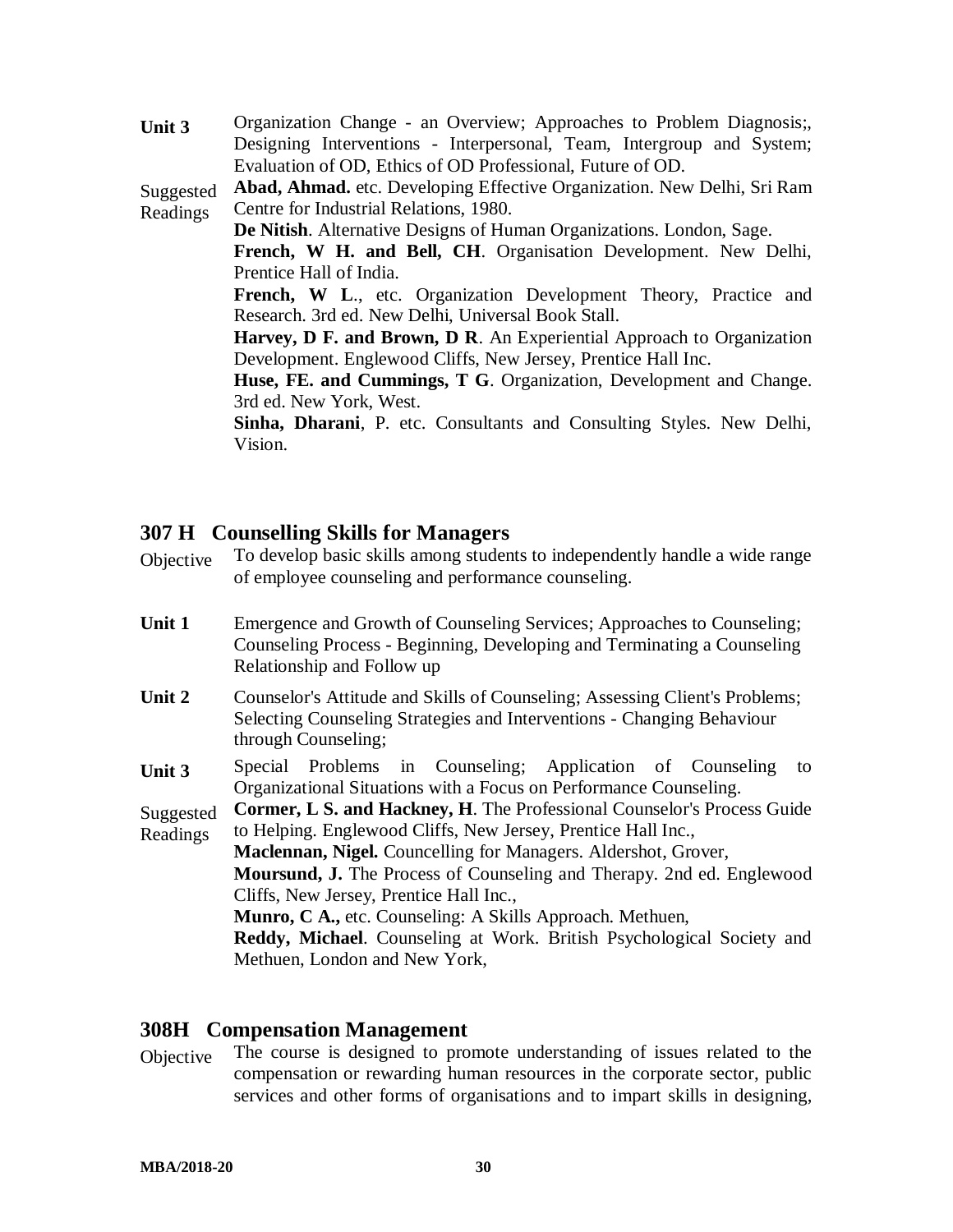**Unit 3** Organization Change - an Overview; Approaches to Problem Diagnosis;, Designing Interventions - Interpersonal, Team, Intergroup and System; Evaluation of OD, Ethics of OD Professional, Future of OD.

Suggested Readings

**Abad, Ahmad.** etc. Developing Effective Organization. New Delhi, Sri Ram Centre for Industrial Relations, 1980.

**De Nitish**. Alternative Designs of Human Organizations. London, Sage.

**French, W H. and Bell, CH**. Organisation Development. New Delhi, Prentice Hall of India.

**French, W L**., etc. Organization Development Theory, Practice and Research. 3rd ed. New Delhi, Universal Book Stall.

**Harvey, D F. and Brown, D R**. An Experiential Approach to Organization Development. Englewood Cliffs, New Jersey, Prentice Hall Inc.

**Huse, FE. and Cummings, T G**. Organization, Development and Change. 3rd ed. New York, West.

**Sinha, Dharani**, P. etc. Consultants and Consulting Styles. New Delhi, Vision.

## 307 H Counselling Skills for Managers

Objective To develop basic skills among students to independently handle a wide range of employee counseling and performance counseling.

**Unit 1** Emergence and Growth of Counseling Services; Approaches to Counseling; Counseling Process - Beginning, Developing and Terminating a Counseling Relationship and Follow up

**Unit 2** Counselor's Attitude and Skills of Counseling; Assessing Client's Problems; Selecting Counseling Strategies and Interventions - Changing Behaviour through Counseling;

**Unit 3** Special Problems in Counseling; Application of Counseling to Organizational Situations with a Focus on Performance Counseling.

Suggested Readings

**Cormer, L S. and Hackney, H**. The Professional Counselor's Process Guide to Helping. Englewood Cliffs, New Jersey, Prentice Hall Inc.,

**Maclennan, Nigel.** Councelling for Managers. Aldershot, Grover,

**Moursund, J.** The Process of Counseling and Therapy. 2nd ed. Englewood Cliffs, New Jersey, Prentice Hall Inc.,

**Munro, C A.,** etc. Counseling: A Skills Approach. Methuen,

**Reddy, Michael**. Counseling at Work. British Psychological Society and Methuen, London and New York,

## 308H Compensation Management

Objective The course is designed to promote understanding of issues related to the compensation or rewarding human resources in the corporate sector, public services and other forms of organisations and to impart skills in designing,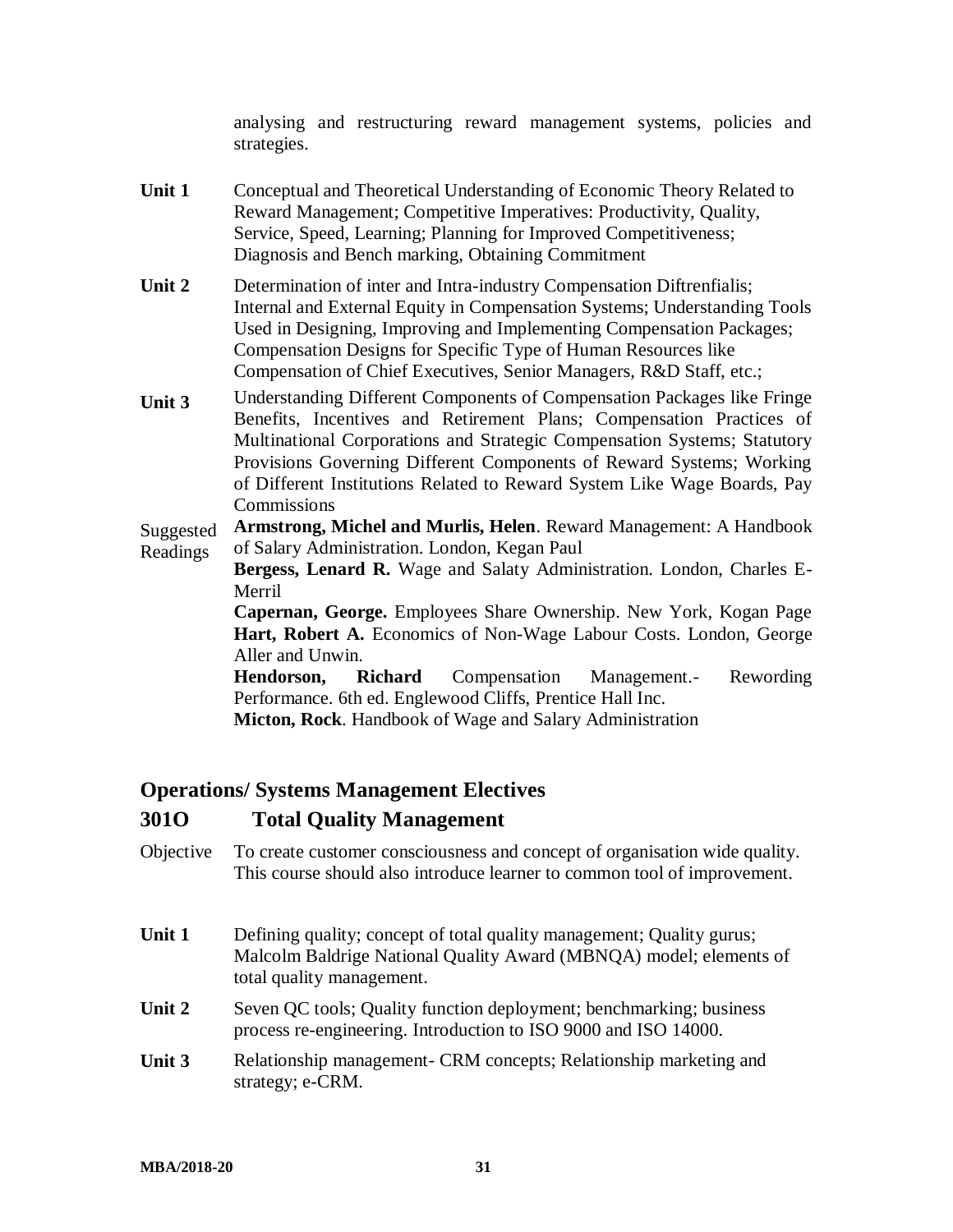analysing and restructuring reward management systems, policies and strategies.

**Unit 1** Conceptual and Theoretical Understanding of Economic Theory Related to Reward Management; Competitive Imperatives: Productivity, Quality, Service, Speed, Learning; Planning for Improved Competitiveness; Diagnosis and Bench marking, Obtaining Commitment

**Unit 2** Determination of inter and Intra-industry Compensation Diftrenfialis; Internal and External Equity in Compensation Systems; Understanding Tools Used in Designing, Improving and Implementing Compensation Packages; Compensation Designs for Specific Type of Human Resources like Compensation of Chief Executives, Senior Managers, R&D Staff, etc.;

**Unit 3** Understanding Different Components of Compensation Packages like Fringe Benefits, Incentives and Retirement Plans; Compensation Practices of Multinational Corporations and Strategic Compensation Systems; Statutory Provisions Governing Different Components of Reward Systems; Working of Different Institutions Related to Reward System Like Wage Boards, Pay Commissions

Suggested Readings

**Armstrong, Michel and Murlis, Helen**. Reward Management: A Handbook of Salary Administration. London, Kegan Paul

**Bergess, Lenard R.** Wage and Salaty Administration. London, Charles E-Merril

**Capernan, George.** Employees Share Ownership. New York, Kogan Page

**Hart, Robert A.** Economics of Non-Wage Labour Costs. London, George Aller and Unwin.

**Hendorson, Richard** Compensation Management.- Rewording Performance. 6th ed. Englewood Cliffs, Prentice Hall Inc.

**Micton, Rock**. Handbook of Wage and Salary Administration

## Operations/ Systems Management Electives

## 301O Total Quality Management

Objective To create customer consciousness and concept of organisation wide quality. This course should also introduce learner to common tool of improvement.

**Unit 1** Defining quality; concept of total quality management; Quality gurus; Malcolm Baldrige National Quality Award (MBNQA) model; elements of total quality management.

**Unit 2** Seven QC tools; Quality function deployment; benchmarking; business process re-engineering. Introduction to ISO 9000 and ISO 14000.

**Unit 3** Relationship management- CRM concepts; Relationship marketing and strategy; e-CRM.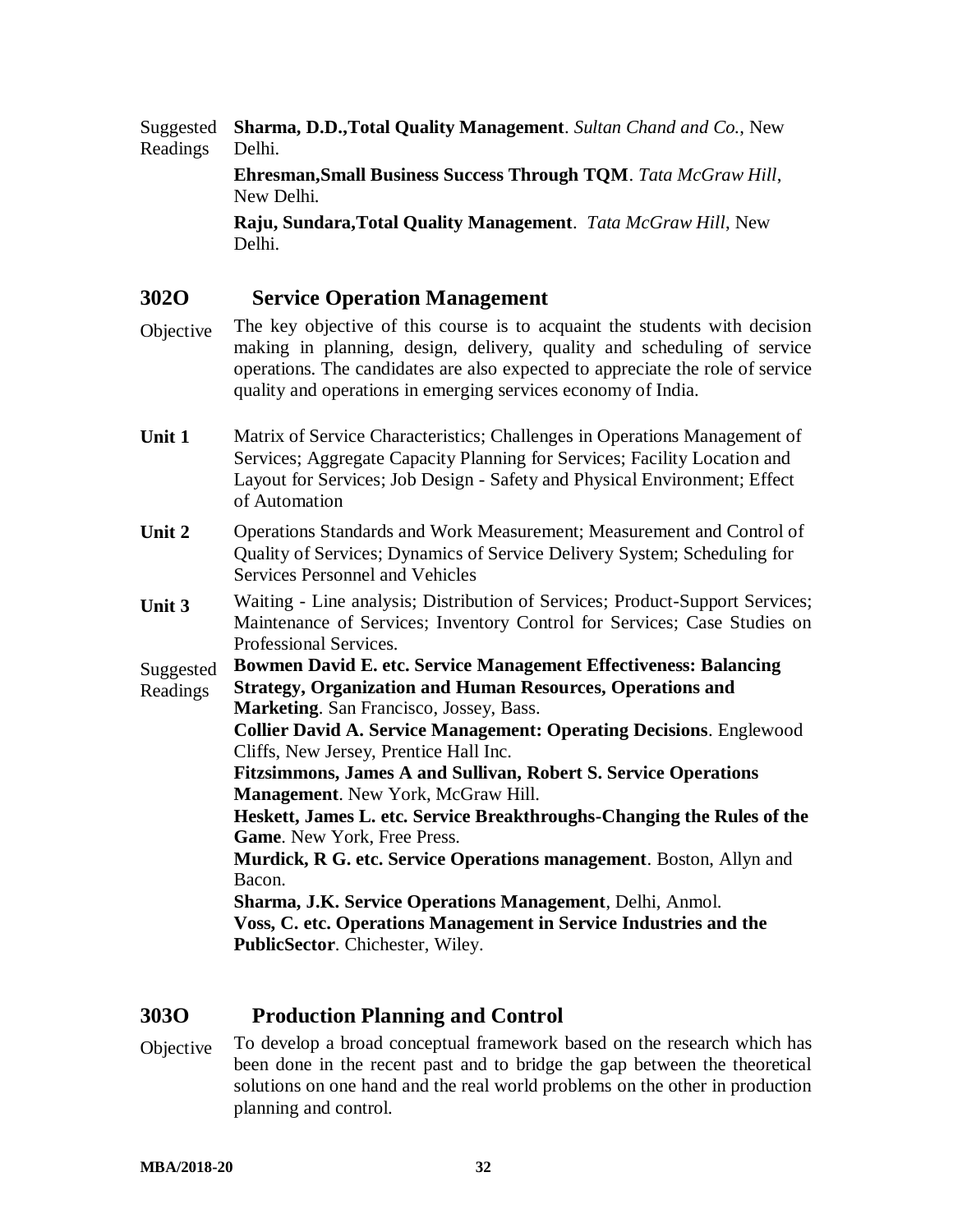Suggested Readings

**Sharma, D.D.,Total Quality Management**. *Sultan Chand and Co.*, New Delhi.

**Ehresman,Small Business Success Through TQM**. *Tata McGraw Hill*, New Delhi.

**Raju, Sundara,Total Quality Management**. *Tata McGraw Hill*, New Delhi.

## 302O Service Operation Management

**Objective**

The key objective of this course is to acquaint the students with decision making in planning, design, delivery, quality and scheduling of service operations. The candidates are also expected to appreciate the role of service quality and operations in emerging services economy of India.

**Unit 1**

Matrix of Service Characteristics; Challenges in Operations Management of Services; Aggregate Capacity Planning for Services; Facility Location and Layout for Services; Job Design - Safety and Physical Environment; Effect of Automation

**Unit 2**

Operations Standards and Work Measurement; Measurement and Control of Quality of Services; Dynamics of Service Delivery System; Scheduling for Services Personnel and Vehicles

**Unit 3**

Waiting - Line analysis; Distribution of Services; Product-Support Services; Maintenance of Services; Inventory Control for Services; Case Studies on Professional Services.

Suggested Readings

**Bowmen David E. etc. Service Management Effectiveness: Balancing Strategy, Organization and Human Resources, Operations and Marketing**. San Francisco, Jossey, Bass.

**Collier David A. Service Management: Operating Decisions**. Englewood Cliffs, New Jersey, Prentice Hall Inc.

**Fitzsimmons, James A and Sullivan, Robert S. Service Operations Management**. New York, McGraw Hill.

**Heskett, James L. etc. Service Breakthroughs-Changing the Rules of the Game**. New York, Free Press.

**Murdick, R G. etc. Service Operations management**. Boston, Allyn and Bacon.

**Sharma, J.K. Service Operations Management**, Delhi, Anmol.

**Voss, C. etc. Operations Management in Service Industries and the PublicSector**. Chichester, Wiley.

## 303O Production Planning and Control

**Objective**

To develop a broad conceptual framework based on the research which has been done in the recent past and to bridge the gap between the theoretical solutions on one hand and the real world problems on the other in production planning and control.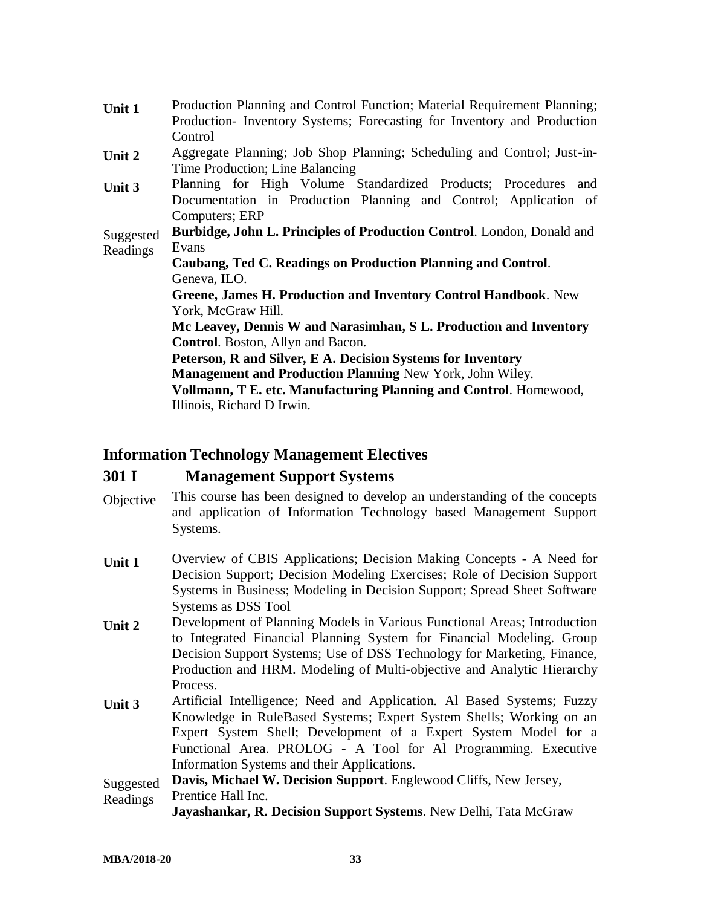**Unit 1** Production Planning and Control Function; Material Requirement Planning; Production- Inventory Systems; Forecasting for Inventory and Production Control

**Unit 2** Aggregate Planning; Job Shop Planning; Scheduling and Control; Just-in-Time Production; Line Balancing

**Unit 3** Planning for High Volume Standardized Products; Procedures and Documentation in Production Planning and Control; Application of Computers; ERP

Suggested Readings

**Burbidge, John L. Principles of Production Control**. London, Donald and Evans

**Caubang, Ted C. Readings on Production Planning and Control**. Geneva, ILO.

**Greene, James H. Production and Inventory Control Handbook**. New York, McGraw Hill.

**Mc Leavey, Dennis W and Narasimhan, S L. Production and Inventory Control**. Boston, Allyn and Bacon.

**Peterson, R and Silver, E A. Decision Systems for Inventory Management and Production Planning** New York, John Wiley.

**Vollmann, T E. etc. Manufacturing Planning and Control**. Homewood, Illinois, Richard D Irwin.

## Information Technology Management Electives

### 301 I Management Support Systems

Objective This course has been designed to develop an understanding of the concepts and application of Information Technology based Management Support Systems.

**Unit 1** Overview of CBIS Applications; Decision Making Concepts - A Need for Decision Support; Decision Modeling Exercises; Role of Decision Support Systems in Business; Modeling in Decision Support; Spread Sheet Software Systems as DSS Tool

**Unit 2** Development of Planning Models in Various Functional Areas; Introduction to Integrated Financial Planning System for Financial Modeling. Group Decision Support Systems; Use of DSS Technology for Marketing, Finance, Production and HRM. Modeling of Multi-objective and Analytic Hierarchy Process.

**Unit 3** Artificial Intelligence; Need and Application. Al Based Systems; Fuzzy Knowledge in RuleBased Systems; Expert System Shells; Working on an Expert System Shell; Development of a Expert System Model for a Functional Area. PROLOG - A Tool for Al Programming. Executive Information Systems and their Applications.

Suggested Readings

**Davis, Michael W. Decision Support**. Englewood Cliffs, New Jersey, Prentice Hall Inc.

**Jayashankar, R. Decision Support Systems**. New Delhi, Tata McGraw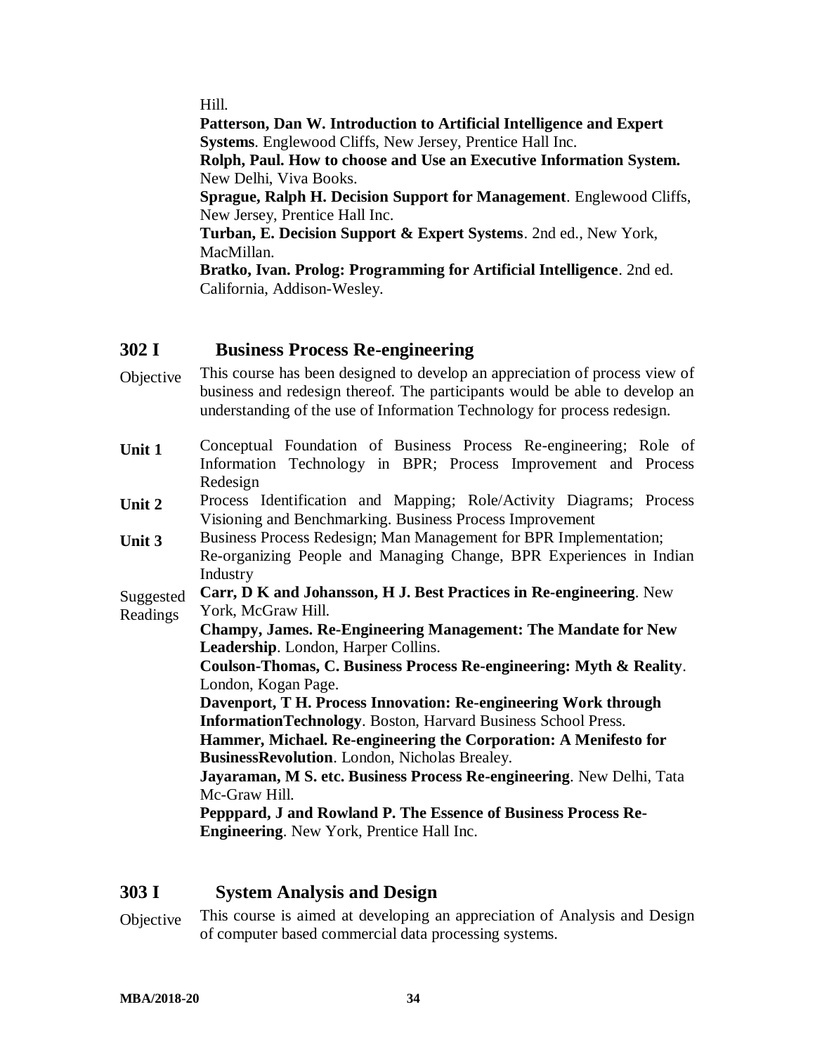Hill.

**Patterson, Dan W. Introduction to Artificial Intelligence and Expert Systems**. Englewood Cliffs, New Jersey, Prentice Hall Inc.

**Rolph, Paul. How to choose and Use an Executive Information System.** New Delhi, Viva Books.

**Sprague, Ralph H. Decision Support for Management**. Englewood Cliffs, New Jersey, Prentice Hall Inc.

**Turban, E. Decision Support & Expert Systems**. 2nd ed., New York, MacMillan.

**Bratko, Ivan. Prolog: Programming for Artificial Intelligence**. 2nd ed. California, Addison-Wesley.

## 302 I Business Process Re-engineering

**Objective**

This course has been designed to develop an appreciation of process view of business and redesign thereof. The participants would be able to develop an understanding of the use of Information Technology for process redesign.

**Unit 1**

Conceptual Foundation of Business Process Re-engineering; Role of Information Technology in BPR; Process Improvement and Process Redesign

**Unit 2**

Process Identification and Mapping; Role/Activity Diagrams; Process Visioning and Benchmarking. Business Process Improvement

**Unit 3**

Business Process Redesign; Man Management for BPR Implementation; Re-organizing People and Managing Change, BPR Experiences in Indian Industry

**Suggested Readings**

**Carr, D K and Johansson, H J. Best Practices in Re-engineering**. New York, McGraw Hill.

**Champy, James. Re-Engineering Management: The Mandate for New Leadership**. London, Harper Collins.

**Coulson-Thomas, C. Business Process Re-engineering: Myth & Reality**. London, Kogan Page.

**Davenport, T H. Process Innovation: Re-engineering Work through InformationTechnology**. Boston, Harvard Business School Press.

**Hammer, Michael. Re-engineering the Corporation: A Menifesto for BusinessRevolution**. London, Nicholas Brealey.

**Jayaraman, M S. etc. Business Process Re-engineering**. New Delhi, Tata Mc-Graw Hill.

**Pepppard, J and Rowland P. The Essence of Business Process Re-Engineering**. New York, Prentice Hall Inc.

## 303 I System Analysis and Design

**Objective**

This course is aimed at developing an appreciation of Analysis and Design of computer based commercial data processing systems.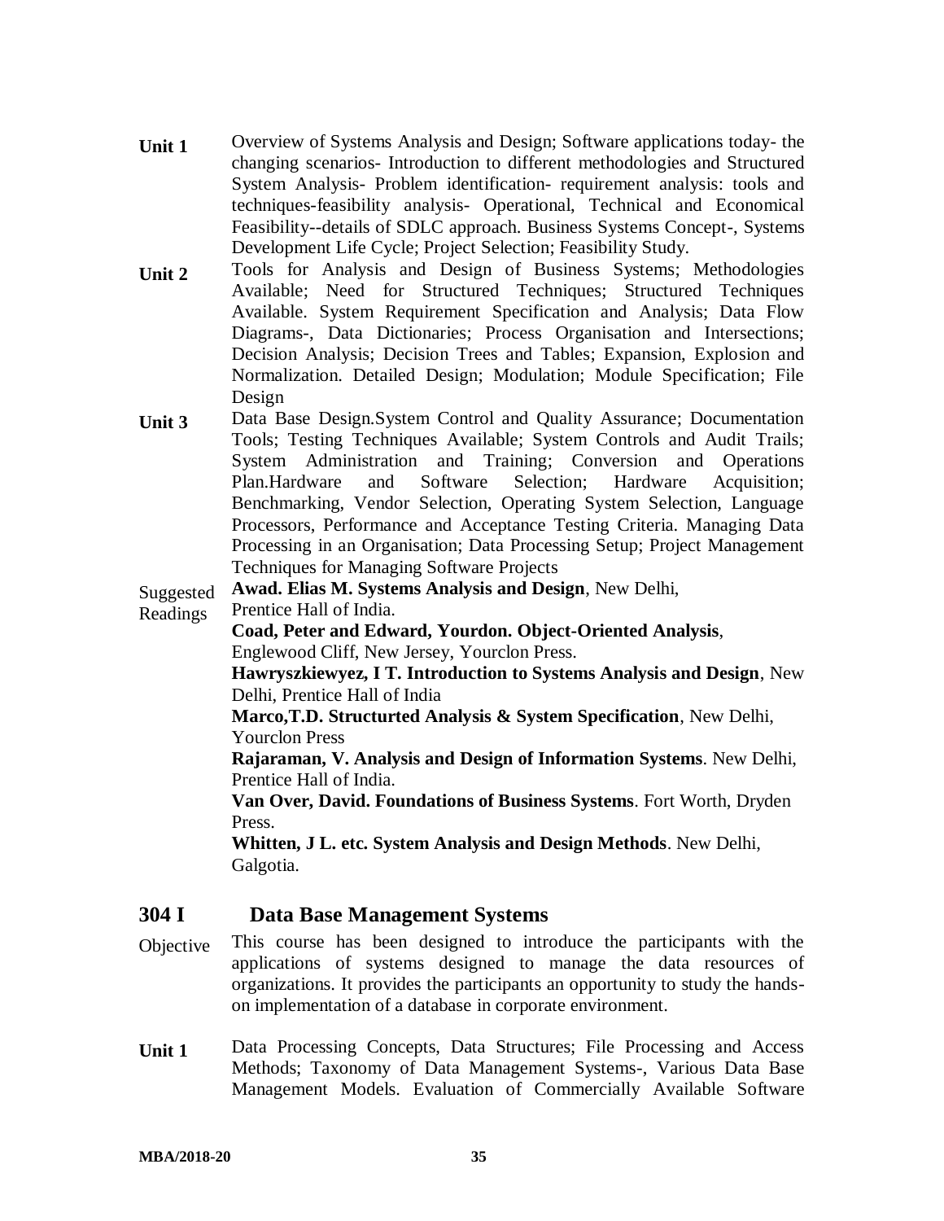**Unit 1** Overview of Systems Analysis and Design; Software applications today- the changing scenarios- Introduction to different methodologies and Structured System Analysis- Problem identification- requirement analysis: tools and techniques-feasibility analysis- Operational, Technical and Economical Feasibility--details of SDLC approach. Business Systems Concept-, Systems Development Life Cycle; Project Selection; Feasibility Study.

**Unit 2** Tools for Analysis and Design of Business Systems; Methodologies Available; Need for Structured Techniques; Structured Techniques Available. System Requirement Specification and Analysis; Data Flow Diagrams-, Data Dictionaries; Process Organisation and Intersections; Decision Analysis; Decision Trees and Tables; Expansion, Explosion and Normalization. Detailed Design; Modulation; Module Specification; File Design

**Unit 3** Data Base Design.System Control and Quality Assurance; Documentation Tools; Testing Techniques Available; System Controls and Audit Trails; System Administration and Training; Conversion and Operations Plan.Hardware and Software Selection; Hardware Acquisition; Benchmarking, Vendor Selection, Operating System Selection, Language Processors, Performance and Acceptance Testing Criteria. Managing Data Processing in an Organisation; Data Processing Setup; Project Management Techniques for Managing Software Projects

Suggested Readings

**Awad. Elias M. Systems Analysis and Design**, New Delhi, Prentice Hall of India.

**Coad, Peter and Edward, Yourdon. Object-Oriented Analysis**, Englewood Cliff, New Jersey, Yourclon Press.

**Hawryszkiewyez, I T. Introduction to Systems Analysis and Design**, New Delhi, Prentice Hall of India

**Marco,T.D. Structurted Analysis & System Specification**, New Delhi, Yourclon Press

**Rajaraman, V. Analysis and Design of Information Systems**. New Delhi, Prentice Hall of India.

**Van Over, David. Foundations of Business Systems**. Fort Worth, Dryden Press.

**Whitten, J L. etc. System Analysis and Design Methods**. New Delhi, Galgotia.

## 304 I Data Base Management Systems

Objective This course has been designed to introduce the participants with the applications of systems designed to manage the data resources of organizations. It provides the participants an opportunity to study the hands-on implementation of a database in corporate environment.

**Unit 1** Data Processing Concepts, Data Structures; File Processing and Access Methods; Taxonomy of Data Management Systems-, Various Data Base Management Models. Evaluation of Commercially Available Software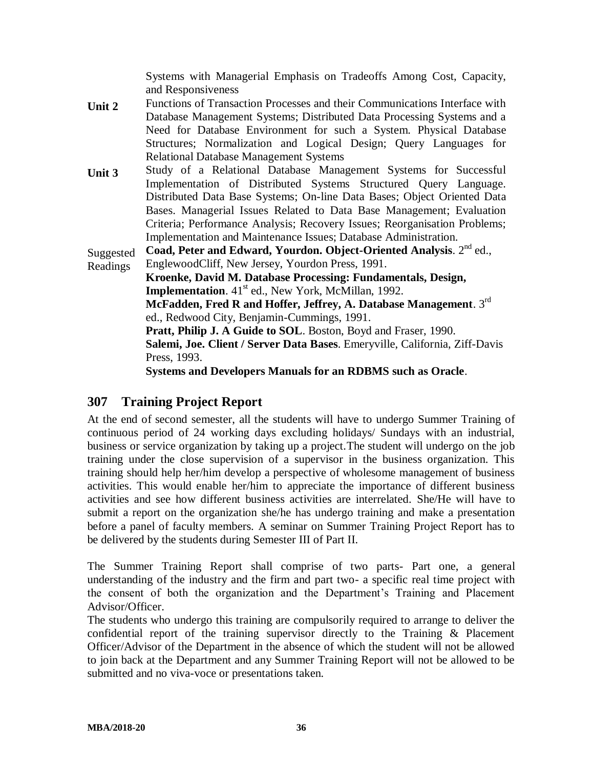Systems with Managerial Emphasis on Tradeoffs Among Cost, Capacity, and Responsiveness

**Unit 2** Functions of Transaction Processes and their Communications Interface with Database Management Systems; Distributed Data Processing Systems and a Need for Database Environment for such a System. Physical Database Structures; Normalization and Logical Design; Query Languages for Relational Database Management Systems

**Unit 3** Study of a Relational Database Management Systems for Successful Implementation of Distributed Systems Structured Query Language. Distributed Data Base Systems; On-line Data Bases; Object Oriented Data Bases. Managerial Issues Related to Data Base Management; Evaluation Criteria; Performance Analysis; Recovery Issues; Reorganisation Problems; Implementation and Maintenance Issues; Database Administration.

Suggested Readings

**Coad, Peter and Edward, Yourdon. Object-Oriented Analysis**. 2nd ed., EnglewoodCliff, New Jersey, Yourdon Press, 1991.

**Kroenke, David M. Database Processing: Fundamentals, Design, Implementation**. 41st ed., New York, McMillan, 1992.

**McFadden, Fred R and Hoffer, Jeffrey, A. Database Management**. 3rd ed., Redwood City, Benjamin-Cummings, 1991.

**Pratt, Philip J. A Guide to SOL**. Boston, Boyd and Fraser, 1990.

**Salemi, Joe. Client / Server Data Bases**. Emeryville, California, Ziff-Davis Press, 1993.

**Systems and Developers Manuals for an RDBMS such as Oracle**.

## 307 Training Project Report

At the end of second semester, all the students will have to undergo Summer Training of continuous period of 24 working days excluding holidays/ Sundays with an industrial, business or service organization by taking up a project.The student will undergo on the job training under the close supervision of a supervisor in the business organization. This training should help her/him develop a perspective of wholesome management of business activities. This would enable her/him to appreciate the importance of different business activities and see how different business activities are interrelated. She/He will have to submit a report on the organization she/he has undergo training and make a presentation before a panel of faculty members. A seminar on Summer Training Project Report has to be delivered by the students during Semester III of Part II.

The Summer Training Report shall comprise of two parts- Part one, a general understanding of the industry and the firm and part two- a specific real time project with the consent of both the organization and the Department's Training and Placement Advisor/Officer.

The students who undergo this training are compulsorily required to arrange to deliver the confidential report of the training supervisor directly to the Training & Placement Officer/Advisor of the Department in the absence of which the student will not be allowed to join back at the Department and any Summer Training Report will not be allowed to be submitted and no viva-voce or presentations taken.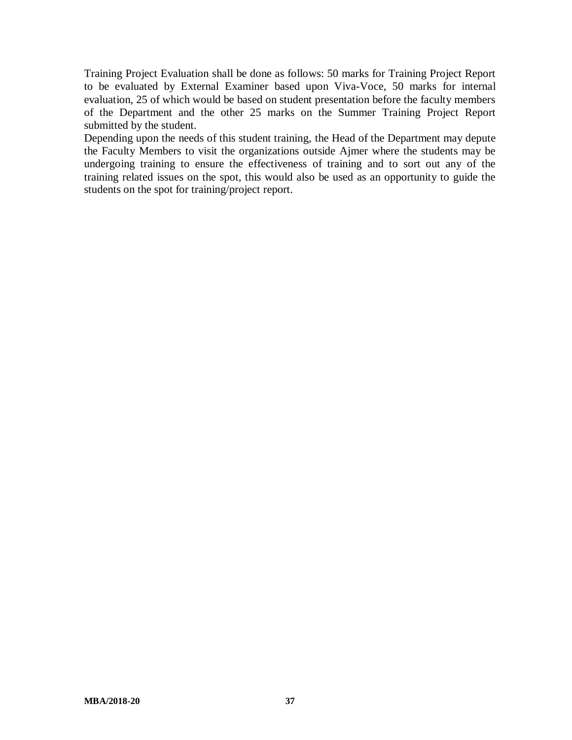Training Project Evaluation shall be done as follows: 50 marks for Training Project Report to be evaluated by External Examiner based upon Viva-Voce, 50 marks for internal evaluation, 25 of which would be based on student presentation before the faculty members of the Department and the other 25 marks on the Summer Training Project Report submitted by the student.

Depending upon the needs of this student training, the Head of the Department may depute the Faculty Members to visit the organizations outside Ajmer where the students may be undergoing training to ensure the effectiveness of training and to sort out any of the training related issues on the spot, this would also be used as an opportunity to guide the students on the spot for training/project report.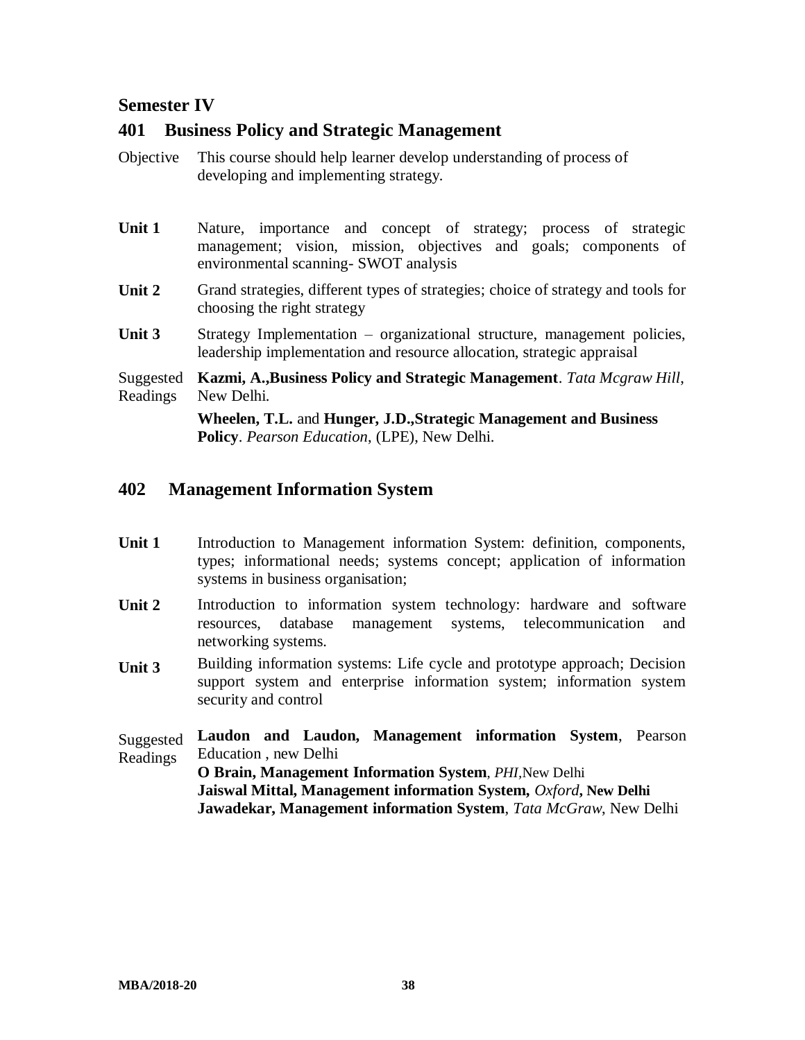## Semester IV

### 401 Business Policy and Strategic Management

**Objective** This course should help learner develop understanding of process of developing and implementing strategy.

**Unit 1** Nature, importance and concept of strategy; process of strategic management; vision, mission, objectives and goals; components of environmental scanning- SWOT analysis

**Unit 2** Grand strategies, different types of strategies; choice of strategy and tools for choosing the right strategy

**Unit 3** Strategy Implementation – organizational structure, management policies, leadership implementation and resource allocation, strategic appraisal

**Suggested Readings**

**Kazmi, A.,Business Policy and Strategic Management**. *Tata Mcgraw Hill*, New Delhi.

**Wheelen, T.L.** and **Hunger, J.D.,Strategic Management and Business Policy**. *Pearson Education*, (LPE), New Delhi.

### 402 Management Information System

**Unit 1** Introduction to Management information System: definition, components, types; informational needs; systems concept; application of information systems in business organisation;

**Unit 2** Introduction to information system technology: hardware and software resources, database management systems, telecommunication and networking systems.

**Unit 3** Building information systems: Life cycle and prototype approach; Decision support system and enterprise information system; information system security and control

**Suggested Readings**

**Laudon and Laudon, Management information System**, Pearson Education , new Delhi

**O Brain, Management Information System**, *PHI*,New Delhi

**Jaiswal Mittal, Management information System,** *Oxford*, **New Delhi**

**Jawadekar, Management information System**, *Tata McGraw*, New Delhi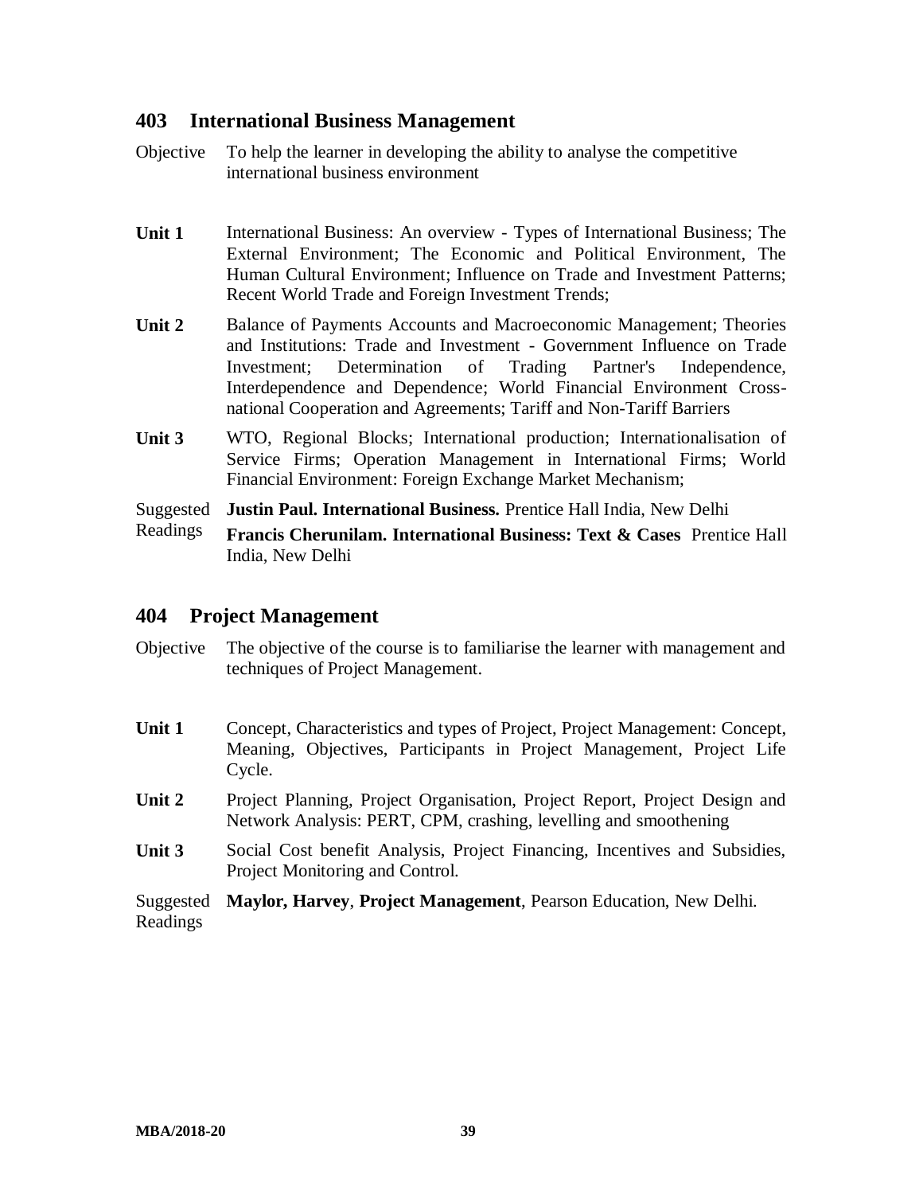## 403 International Business Management

Objective: To help the learner in developing the ability to analyse the competitive international business environment

**Unit 1** International Business: An overview - Types of International Business; The External Environment; The Economic and Political Environment, The Human Cultural Environment; Influence on Trade and Investment Patterns; Recent World Trade and Foreign Investment Trends;

**Unit 2** Balance of Payments Accounts and Macroeconomic Management; Theories and Institutions: Trade and Investment - Government Influence on Trade Investment; Determination of Trading Partner's Independence, Interdependence and Dependence; World Financial Environment Cross-national Cooperation and Agreements; Tariff and Non-Tariff Barriers

**Unit 3** WTO, Regional Blocks; International production; Internationalisation of Service Firms; Operation Management in International Firms; World Financial Environment: Foreign Exchange Market Mechanism;

Suggested Readings:

**Justin Paul. International Business.** Prentice Hall India, New Delhi

**Francis Cherunilam. International Business: Text & Cases** Prentice Hall India, New Delhi

## 404 Project Management

Objective: The objective of the course is to familiarise the learner with management and techniques of Project Management.

**Unit 1** Concept, Characteristics and types of Project, Project Management: Concept, Meaning, Objectives, Participants in Project Management, Project Life Cycle.

**Unit 2** Project Planning, Project Organisation, Project Report, Project Design and Network Analysis: PERT, CPM, crashing, levelling and smoothening

**Unit 3** Social Cost benefit Analysis, Project Financing, Incentives and Subsidies, Project Monitoring and Control.

Suggested Readings: **Maylor, Harvey**, **Project Management**, Pearson Education, New Delhi.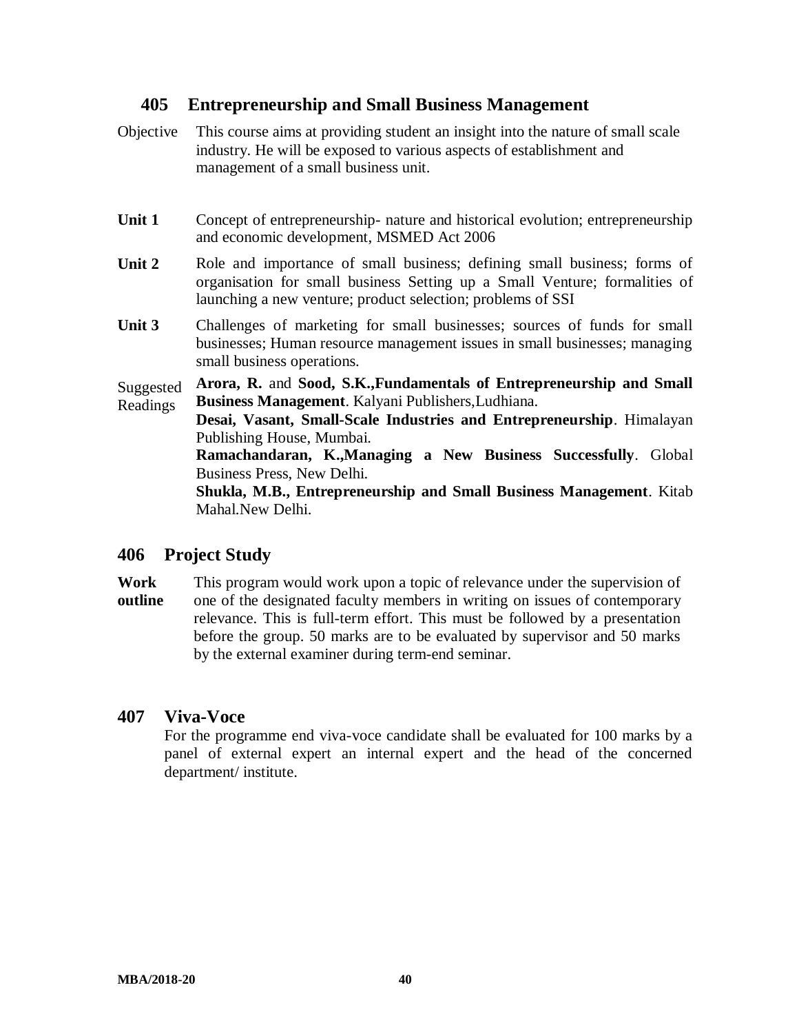## 405 Entrepreneurship and Small Business Management

**Objective** This course aims at providing student an insight into the nature of small scale industry. He will be exposed to various aspects of establishment and management of a small business unit.

**Unit 1** Concept of entrepreneurship- nature and historical evolution; entrepreneurship and economic development, MSMED Act 2006

**Unit 2** Role and importance of small business; defining small business; forms of organisation for small business Setting up a Small Venture; formalities of launching a new venture; product selection; problems of SSI

**Unit 3** Challenges of marketing for small businesses; sources of funds for small businesses; Human resource management issues in small businesses; managing small business operations.

**Suggested Readings**

**Arora, R.** and **Sood, S.K.,Fundamentals of Entrepreneurship and Small Business Management**. Kalyani Publishers,Ludhiana.

**Desai, Vasant, Small-Scale Industries and Entrepreneurship**. Himalayan Publishing House, Mumbai.

**Ramachandaran, K.,Managing a New Business Successfully**. Global Business Press, New Delhi.

**Shukla, M.B., Entrepreneurship and Small Business Management**. Kitab Mahal.New Delhi.

## 406 Project Study

**Work outline** This program would work upon a topic of relevance under the supervision of one of the designated faculty members in writing on issues of contemporary relevance. This is full-term effort. This must be followed by a presentation before the group. 50 marks are to be evaluated by supervisor and 50 marks by the external examiner during term-end seminar.

## 407 Viva-Voce

For the programme end viva-voce candidate shall be evaluated for 100 marks by a panel of external expert an internal expert and the head of the concerned department/ institute.